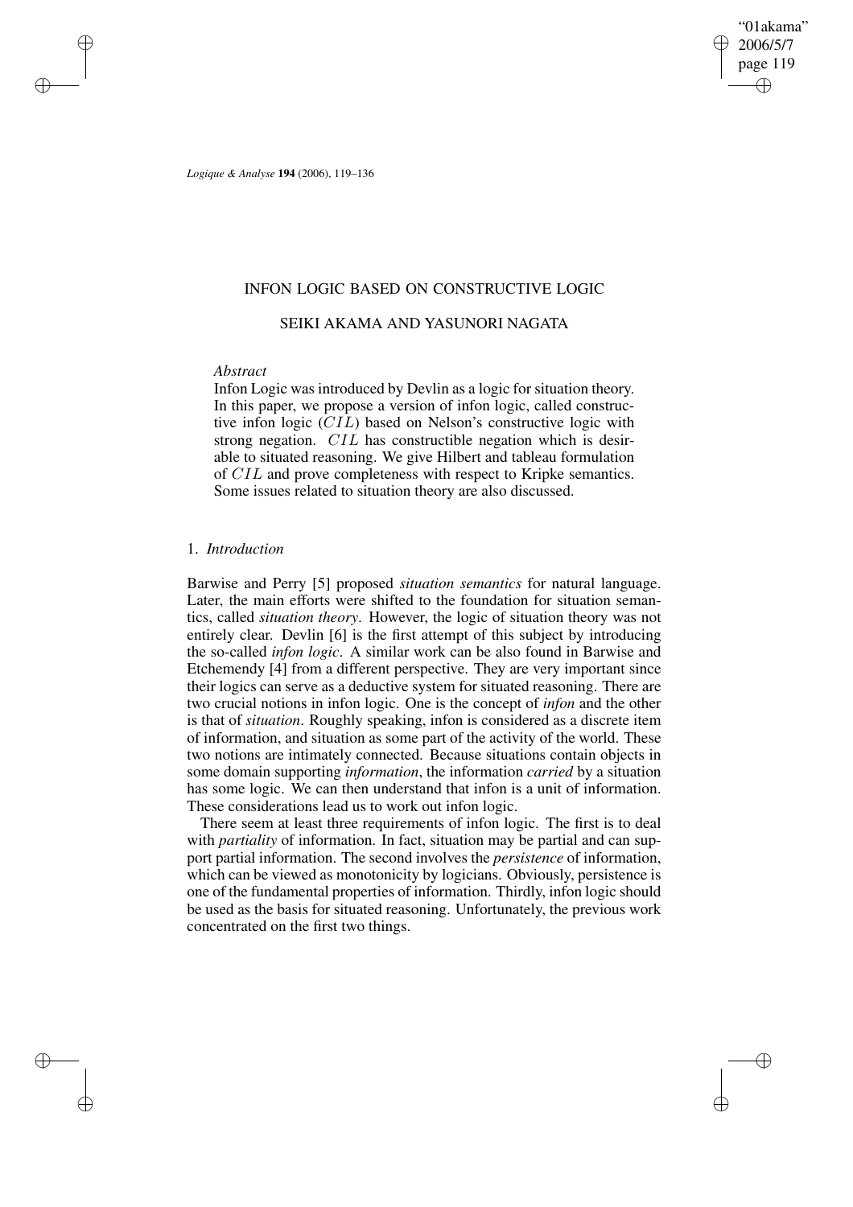# INFON LOGIC BASED ON CONSTRUCTIVE LOGIC

SEIKI AKAMA AND YASUNORI NAGATA

*Abstract*

Infon Logic was introduced by Devlin as a logic for situation theory. In this paper, we propose a version of infon logic, called constructive infon logic ($CIL$) based on Nelson's constructive logic with strong negation. $CIL$ has constructible negation which is desirable to situated reasoning. We give Hilbert and tableau formulation of $CIL$ and prove completeness with respect to Kripke semantics. Some issues related to situation theory are also discussed.

## 1. *Introduction*

Barwise and Perry [5] proposed *situation semantics* for natural language. Later, the main efforts were shifted to the foundation for situation semantics, called *situation theory*. However, the logic of situation theory was not entirely clear. Devlin [6] is the first attempt of this subject by introducing the so-called *infon logic*. A similar work can be also found in Barwise and Etchemendy [4] from a different perspective. They are very important since their logics can serve as a deductive system for situated reasoning. There are two crucial notions in infon logic. One is the concept of *infon* and the other is that of *situation*. Roughly speaking, infon is considered as a discrete item of information, and situation as some part of the activity of the world. These two notions are intimately connected. Because situations contain objects in some domain supporting *information*, the information *carried* by a situation has some logic. We can then understand that infon is a unit of information. These considerations lead us to work out infon logic.

There seem at least three requirements of infon logic. The first is to deal with *partiality* of information. In fact, situation may be partial and can support partial information. The second involves the *persistence* of information, which can be viewed as monotonicity by logicians. Obviously, persistence is one of the fundamental properties of information. Thirdly, infon logic should be used as the basis for situated reasoning. Unfortunately, the previous work concentrated on the first two things.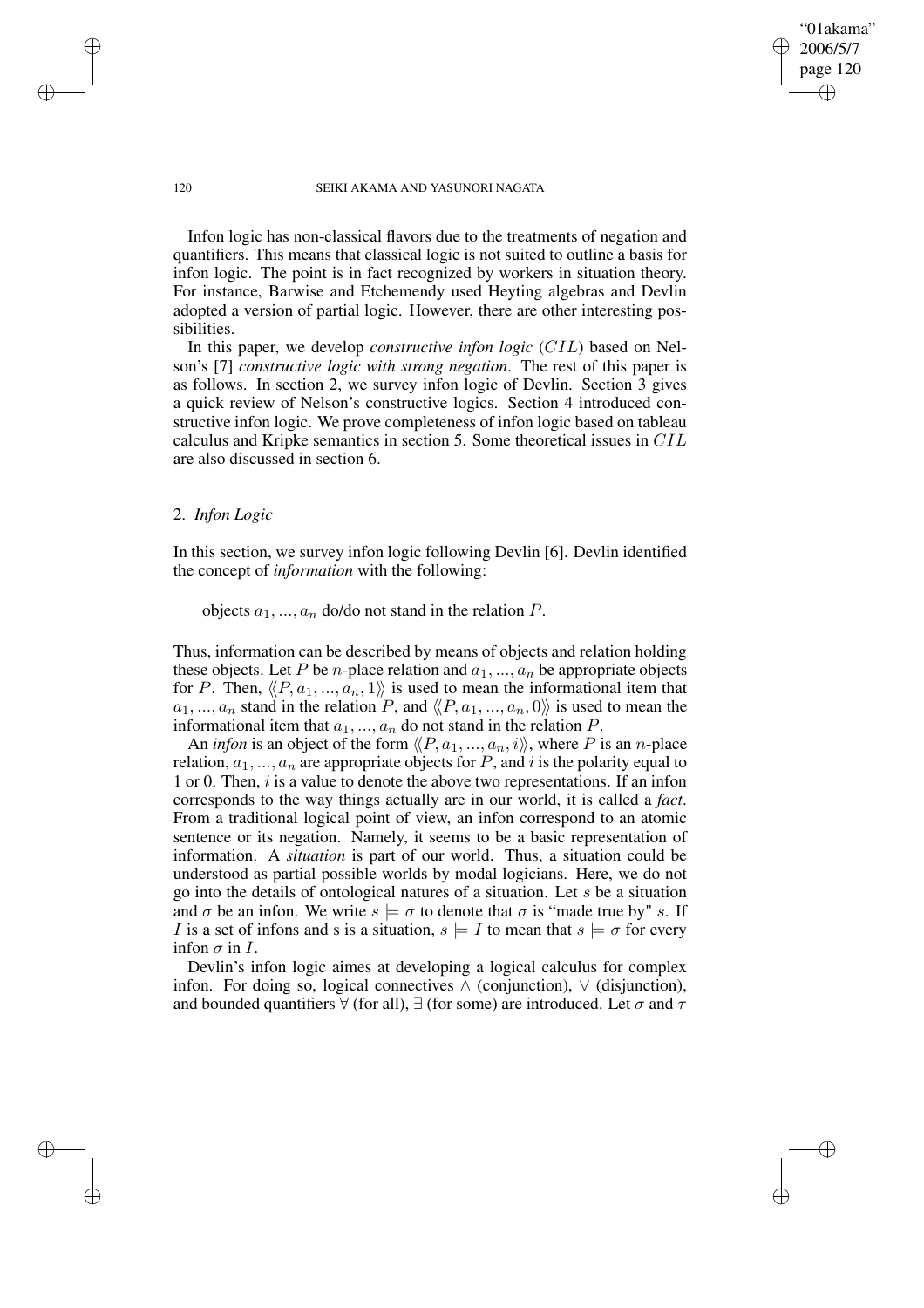Infon logic has non-classical flavors due to the treatments of negation and quantifiers. This means that classical logic is not suited to outline a basis for infon logic. The point is in fact recognized by workers in situation theory. For instance, Barwise and Etchemendy used Heyting algebras and Devlin adopted a version of partial logic. However, there are other interesting possibilities.

In this paper, we develop *constructive infon logic* ($CIL$) based on Nelson's [7] *constructive logic with strong negation*. The rest of this paper is as follows. In section 2, we survey infon logic of Devlin. Section 3 gives a quick review of Nelson's constructive logics. Section 4 introduced constructive infon logic. We prove completeness of infon logic based on tableau calculus and Kripke semantics in section 5. Some theoretical issues in $CIL$ are also discussed in section 6.

## 2. *Infon Logic*

In this section, we survey infon logic following Devlin [6]. Devlin identified the concept of *information* with the following:

> objects $a_1, ..., a_n$ do/do not stand in the relation $P$.

Thus, information can be described by means of objects and relation holding these objects. Let $P$ be $n$-place relation and $a_1, ..., a_n$ be appropriate objects for $P$. Then, $\langle\langle P, a_1, ..., a_n, 1\rangle\rangle$ is used to mean the informational item that $a_1, ..., a_n$ stand in the relation $P$, and $\langle\langle P, a_1, ..., a_n, 0\rangle\rangle$ is used to mean the informational item that $a_1, ..., a_n$ do not stand in the relation $P$.

An *infon* is an object of the form $\langle\langle P, a_1, ..., a_n, i\rangle\rangle$, where $P$ is an $n$-place relation, $a_1, ..., a_n$ are appropriate objects for $P$, and $i$ is the polarity equal to 1 or 0. Then, $i$ is a value to denote the above two representations. If an infon corresponds to the way things actually are in our world, it is called a *fact*. From a traditional logical point of view, an infon correspond to an atomic sentence or its negation. Namely, it seems to be a basic representation of information. A *situation* is part of our world. Thus, a situation could be understood as partial possible worlds by modal logicians. Here, we do not go into the details of ontological natures of a situation. Let $s$ be a situation and $\sigma$ be an infon. We write $s \models \sigma$ to denote that $\sigma$ is "made true by" $s$. If $I$ is a set of infons and s is a situation, $s \models I$ to mean that $s \models \sigma$ for every infon $\sigma$ in $I$.

Devlin's infon logic aimes at developing a logical calculus for complex infon. For doing so, logical connectives $\wedge$ (conjunction), $\vee$ (disjunction), and bounded quantifiers $\forall$ (for all), $\exists$ (for some) are introduced. Let $\sigma$ and $\tau$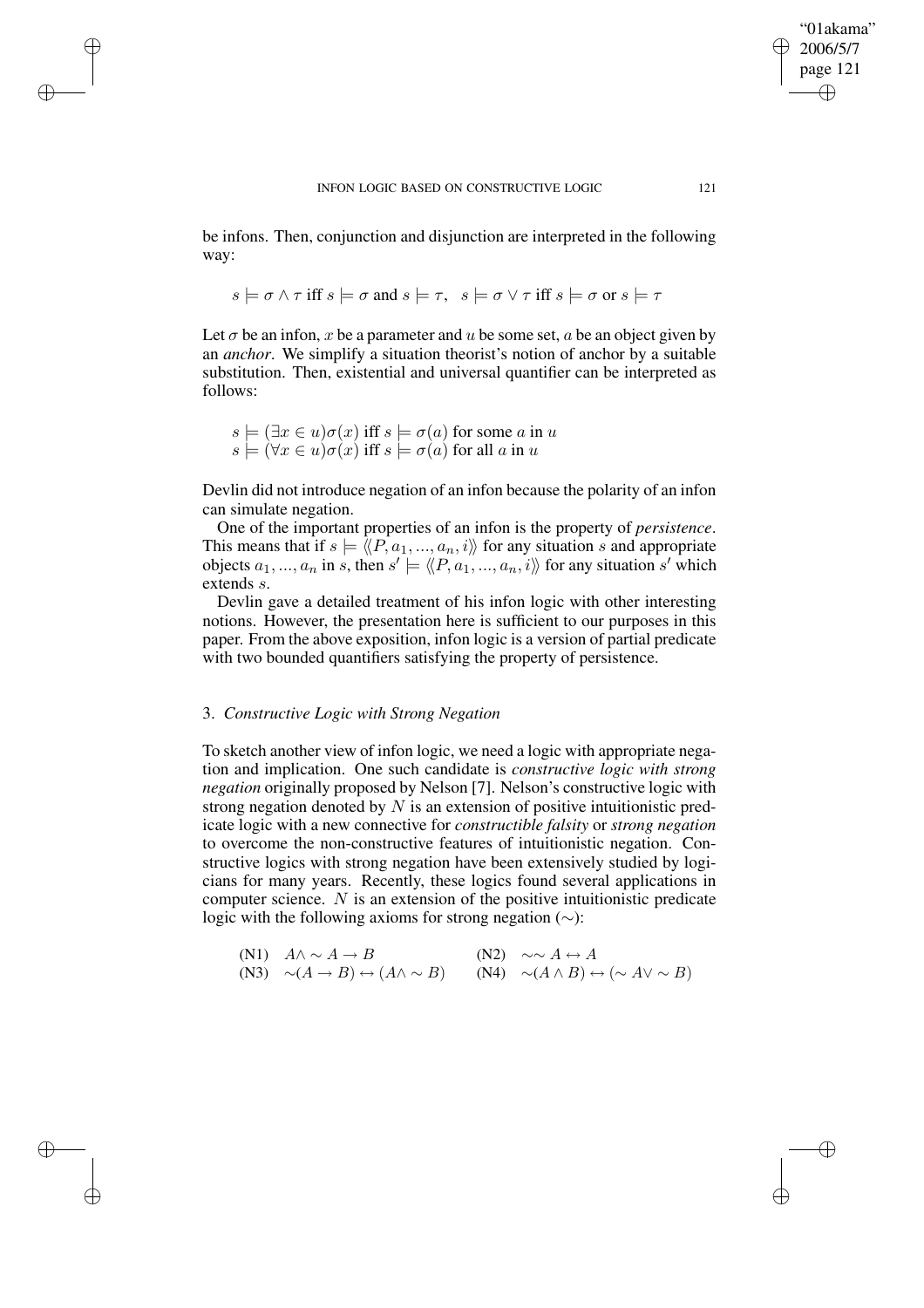be infons. Then, conjunction and disjunction are interpreted in the following way:

$$s \models \sigma \wedge \tau \text{ iff } s \models \sigma \text{ and } s \models \tau, \quad s \models \sigma \vee \tau \text{ iff } s \models \sigma \text{ or } s \models \tau$$

Let $\sigma$ be an infon, $x$ be a parameter and $u$ be some set, $a$ be an object given by an *anchor*. We simplify a situation theorist's notion of anchor by a suitable substitution. Then, existential and universal quantifier can be interpreted as follows:

$$s \models (\exists x \in u)\sigma(x) \text{ iff } s \models \sigma(a) \text{ for some } a \text{ in } u$$
$$s \models (\forall x \in u)\sigma(x) \text{ iff } s \models \sigma(a) \text{ for all } a \text{ in } u$$

Devlin did not introduce negation of an infon because the polarity of an infon can simulate negation.

One of the important properties of an infon is the property of *persistence*. This means that if $s \models \langle\langle P, a_1, ..., a_n, i\rangle\rangle$ for any situation $s$ and appropriate objects $a_1, ..., a_n$ in $s$, then $s' \models \langle\langle P, a_1, ..., a_n, i\rangle\rangle$ for any situation $s'$ which extends $s$.

Devlin gave a detailed treatment of his infon logic with other interesting notions. However, the presentation here is sufficient to our purposes in this paper. From the above exposition, infon logic is a version of partial predicate with two bounded quantifiers satisfying the property of persistence.

## 3. *Constructive Logic with Strong Negation*

To sketch another view of infon logic, we need a logic with appropriate negation and implication. One such candidate is *constructive logic with strong negation* originally proposed by Nelson [7]. Nelson's constructive logic with strong negation denoted by $N$ is an extension of positive intuitionistic predicate logic with a new connective for *constructible falsity* or *strong negation* to overcome the non-constructive features of intuitionistic negation. Constructive logics with strong negation have been extensively studied by logicians for many years. Recently, these logics found several applications in computer science. $N$ is an extension of the positive intuitionistic predicate logic with the following axioms for strong negation ($\sim$):

(N1) $A \wedge \sim A \rightarrow B$ (N2) $\sim\sim A \leftrightarrow A$
(N3) $\sim(A \rightarrow B) \leftrightarrow (A \wedge \sim B)$ (N4) $\sim(A \wedge B) \leftrightarrow (\sim A \vee \sim B)$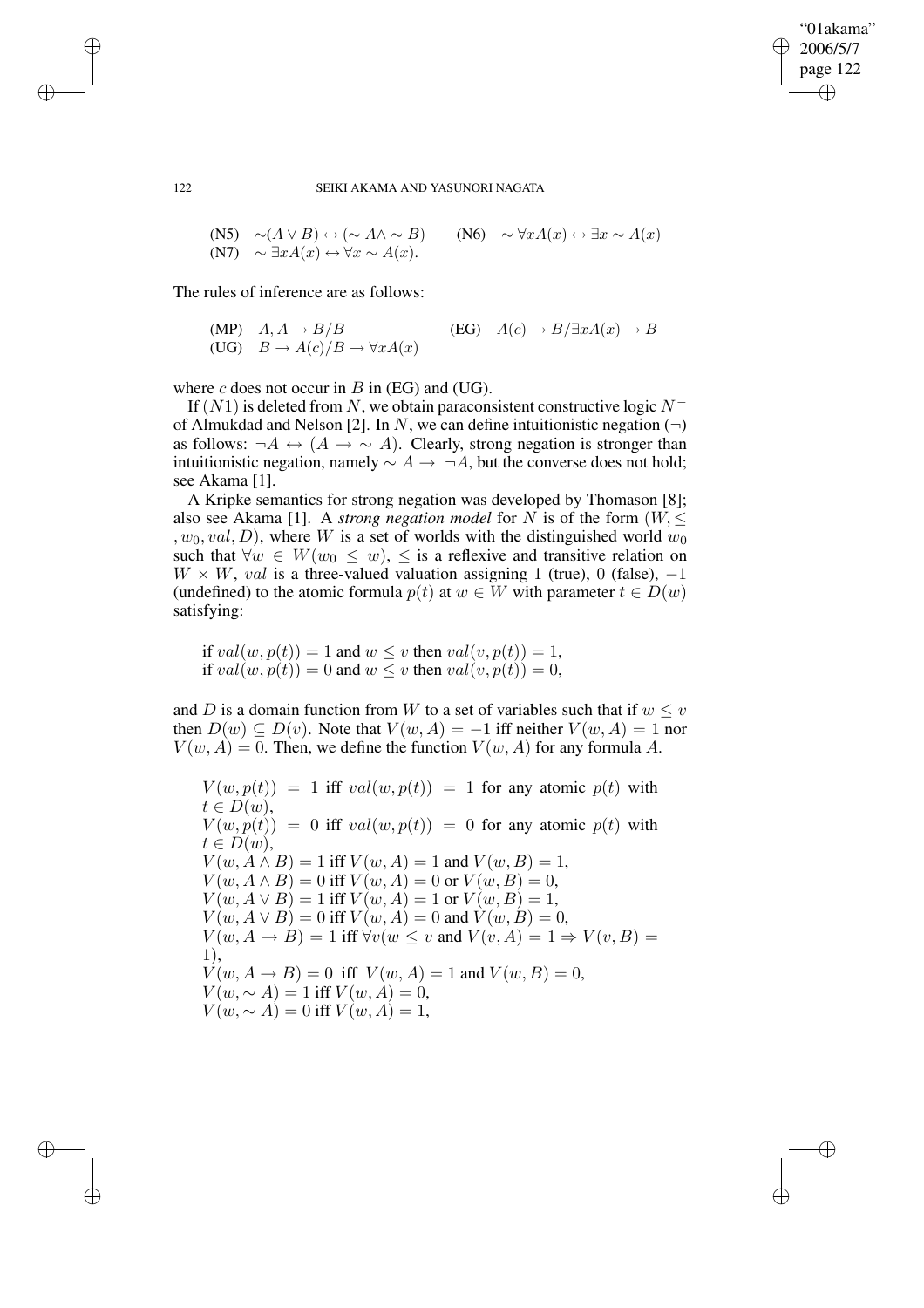(N5) $\sim(A \vee B) \leftrightarrow (\sim A \wedge \sim B)$ (N6) $\sim \forall x A(x) \leftrightarrow \exists x \sim A(x)$
(N7) $\sim \exists x A(x) \leftrightarrow \forall x \sim A(x)$.

The rules of inference are as follows:

(MP) $A, A \rightarrow B / B$ (EG) $A(c) \rightarrow B / \exists x A(x) \rightarrow B$
(UG) $B \rightarrow A(c) / B \rightarrow \forall x A(x)$

where $c$ does not occur in $B$ in (EG) and (UG).

If $(N1)$ is deleted from $N$, we obtain paraconsistent constructive logic $N^-$ of Almukdad and Nelson [2]. In $N$, we can define intuitionistic negation ($\neg$) as follows: $\neg A \leftrightarrow (A \rightarrow \sim A)$. Clearly, strong negation is stronger than intuitionistic negation, namely $\sim A \rightarrow \neg A$, but the converse does not hold; see Akama [1].

A Kripke semantics for strong negation was developed by Thomason [8]; also see Akama [1]. A *strong negation model* for $N$ is of the form $(W, \leq, w_0, val, D)$, where $W$ is a set of worlds with the distinguished world $w_0$ such that $\forall w \in W (w_0 \leq w)$, $\leq$ is a reflexive and transitive relation on $W \times W$, $val$ is a three-valued valuation assigning 1 (true), 0 (false), $-1$ (undefined) to the atomic formula $p(t)$ at $w \in W$ with parameter $t \in D(w)$ satisfying:

if $val(w, p(t)) = 1$ and $w \leq v$ then $val(v, p(t)) = 1$,
if $val(w, p(t)) = 0$ and $w \leq v$ then $val(v, p(t)) = 0$,

and $D$ is a domain function from $W$ to a set of variables such that if $w \leq v$ then $D(w) \subseteq D(v)$. Note that $V(w, A) = -1$ iff neither $V(w, A) = 1$ nor $V(w, A) = 0$. Then, we define the function $V(w, A)$ for any formula $A$.

$V(w, p(t)) = 1$ iff $val(w, p(t)) = 1$ for any atomic $p(t)$ with $t \in D(w)$,
$V(w, p(t)) = 0$ iff $val(w, p(t)) = 0$ for any atomic $p(t)$ with $t \in D(w)$,
$V(w, A \wedge B) = 1$ iff $V(w, A) = 1$ and $V(w, B) = 1$,
$V(w, A \wedge B) = 0$ iff $V(w, A) = 0$ or $V(w, B) = 0$,
$V(w, A \vee B) = 1$ iff $V(w, A) = 1$ or $V(w, B) = 1$,
$V(w, A \vee B) = 0$ iff $V(w, A) = 0$ and $V(w, B) = 0$,
$V(w, A \rightarrow B) = 1$ iff $\forall v (w \leq v$ and $V(v, A) = 1 \Rightarrow V(v, B) = 1)$,
$V(w, A \rightarrow B) = 0$ iff $V(w, A) = 1$ and $V(w, B) = 0$,
$V(w, \sim A) = 1$ iff $V(w, A) = 0$,
$V(w, \sim A) = 0$ iff $V(w, A) = 1$,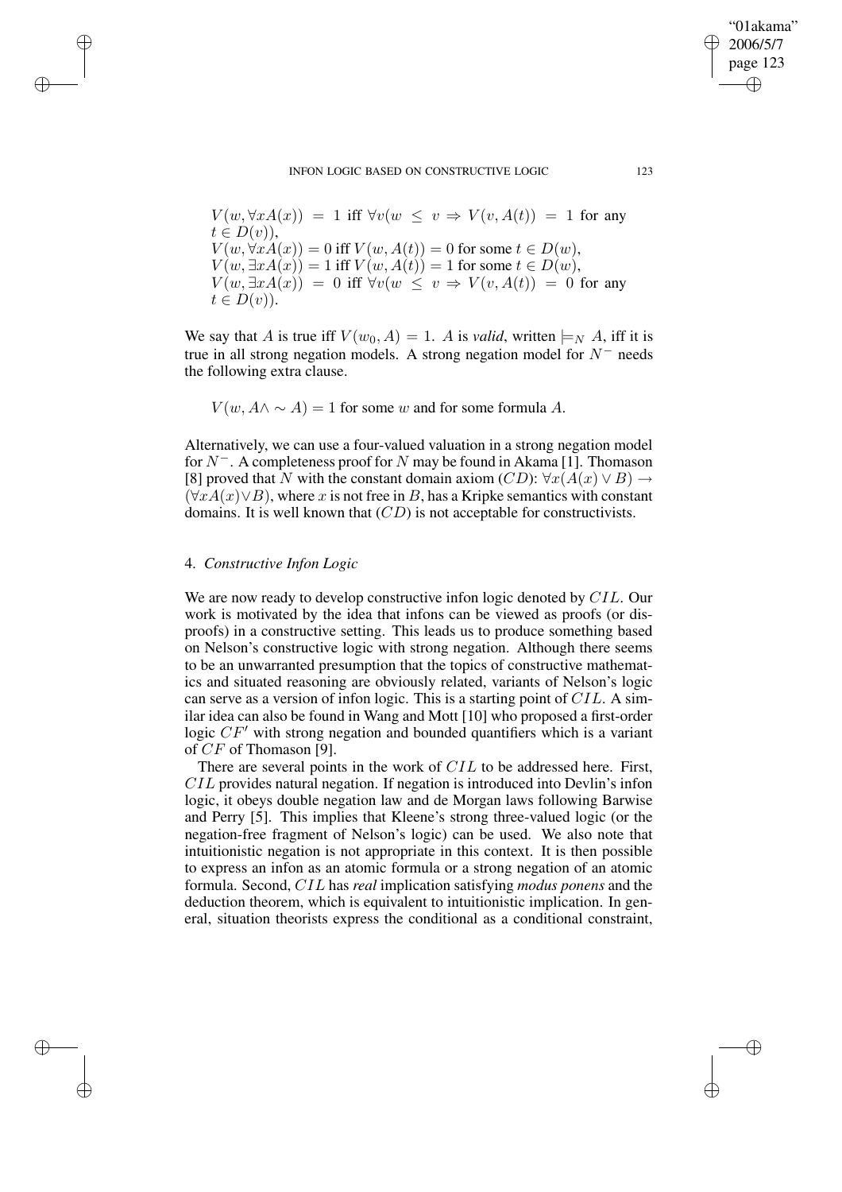$V(w, \forall x A(x)) = 1$ iff $\forall v(w \leq v \Rightarrow V(v, A(t)) = 1$ for any $t \in D(v))$,
$V(w, \forall x A(x)) = 0$ iff $V(w, A(t)) = 0$ for some $t \in D(w)$,
$V(w, \exists x A(x)) = 1$ iff $V(w, A(t)) = 1$ for some $t \in D(w)$,
$V(w, \exists x A(x)) = 0$ iff $\forall v(w \leq v \Rightarrow V(v, A(t)) = 0$ for any $t \in D(v))$.

We say that $A$ is true iff $V(w_0, A) = 1$. $A$ is *valid*, written $\models_N A$, iff it is true in all strong negation models. A strong negation model for $N^-$ needs the following extra clause.

$V(w, A \wedge \sim A) = 1$ for some $w$ and for some formula $A$.

Alternatively, we can use a four-valued valuation in a strong negation model for $N^-$. A completeness proof for $N$ may be found in Akama [1]. Thomason [8] proved that $N$ with the constant domain axiom $(CD)$: $\forall x(A(x) \vee B) \rightarrow (\forall x A(x) \vee B)$, where $x$ is not free in $B$, has a Kripke semantics with constant domains. It is well known that $(CD)$ is not acceptable for constructivists.

## 4. *Constructive Infon Logic*

We are now ready to develop constructive infon logic denoted by $CIL$. Our work is motivated by the idea that infons can be viewed as proofs (or disproofs) in a constructive setting. This leads us to produce something based on Nelson's constructive logic with strong negation. Although there seems to be an unwarranted presumption that the topics of constructive mathematics and situated reasoning are obviously related, variants of Nelson's logic can serve as a version of infon logic. This is a starting point of $CIL$. A similar idea can also be found in Wang and Mott [10] who proposed a first-order logic $CF'$ with strong negation and bounded quantifiers which is a variant of $CF$ of Thomason [9].

There are several points in the work of $CIL$ to be addressed here. First, $CIL$ provides natural negation. If negation is introduced into Devlin's infon logic, it obeys double negation law and de Morgan laws following Barwise and Perry [5]. This implies that Kleene's strong three-valued logic (or the negation-free fragment of Nelson's logic) can be used. We also note that intuitionistic negation is not appropriate in this context. It is then possible to express an infon as an atomic formula or a strong negation of an atomic formula. Second, $CIL$ has *real* implication satisfying *modus ponens* and the deduction theorem, which is equivalent to intuitionistic implication. In general, situation theorists express the conditional as a conditional constraint,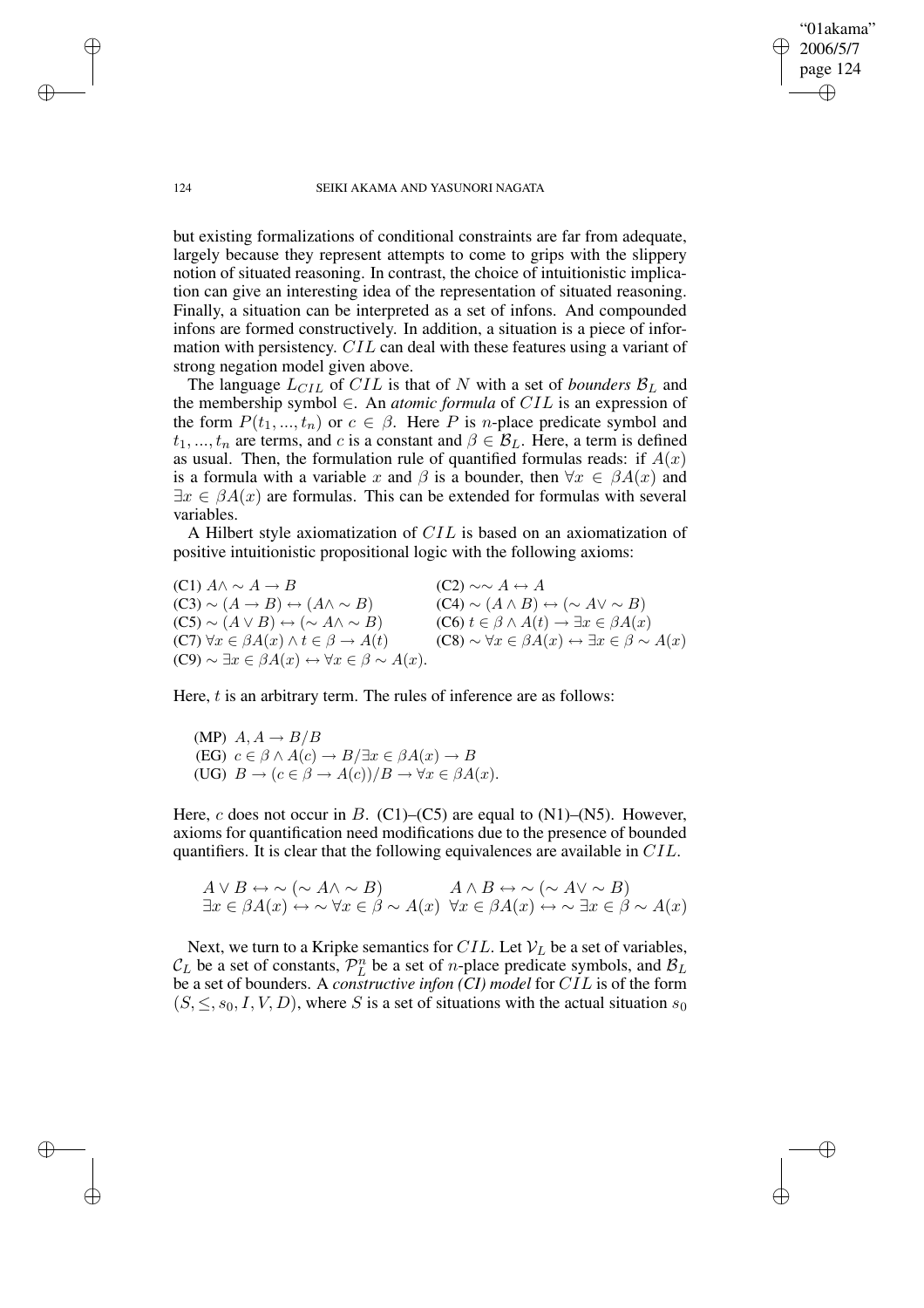but existing formalizations of conditional constraints are far from adequate, largely because they represent attempts to come to grips with the slippery notion of situated reasoning. In contrast, the choice of intuitionistic implication can give an interesting idea of the representation of situated reasoning. Finally, a situation can be interpreted as a set of infons. And compounded infons are formed constructively. In addition, a situation is a piece of information with persistency. $CIL$ can deal with these features using a variant of strong negation model given above.

The language $L_{CIL}$ of $CIL$ is that of $N$ with a set of *bounders* $\mathcal{B}_L$ and the membership symbol $\in$. An *atomic formula* of $CIL$ is an expression of the form $P(t_1, ..., t_n)$ or $c \in \beta$. Here $P$ is $n$-place predicate symbol and $t_1, ..., t_n$ are terms, and $c$ is a constant and $\beta \in \mathcal{B}_L$. Here, a term is defined as usual. Then, the formulation rule of quantified formulas reads: if $A(x)$ is a formula with a variable $x$ and $\beta$ is a bounder, then $\forall x \in \beta A(x)$ and $\exists x \in \beta A(x)$ are formulas. This can be extended for formulas with several variables.

A Hilbert style axiomatization of $CIL$ is based on an axiomatization of positive intuitionistic propositional logic with the following axioms:

(C1) $A \wedge \sim A \rightarrow B$
(C2) $\sim\sim A \leftrightarrow A$
(C3) $\sim (A \rightarrow B) \leftrightarrow (A \wedge \sim B)$
(C4) $\sim (A \wedge B) \leftrightarrow (\sim A \vee \sim B)$
(C5) $\sim (A \vee B) \leftrightarrow (\sim A \wedge \sim B)$
(C6) $t \in \beta \wedge A(t) \rightarrow \exists x \in \beta A(x)$
(C7) $\forall x \in \beta A(x) \wedge t \in \beta \rightarrow A(t)$
(C8) $\sim \forall x \in \beta A(x) \leftrightarrow \exists x \in \beta \sim A(x)$
(C9) $\sim \exists x \in \beta A(x) \leftrightarrow \forall x \in \beta \sim A(x)$.

Here, $t$ is an arbitrary term. The rules of inference are as follows:

(MP) $A, A \rightarrow B / B$
(EG) $c \in \beta \wedge A(c) \rightarrow B / \exists x \in \beta A(x) \rightarrow B$
(UG) $B \rightarrow (c \in \beta \rightarrow A(c)) / B \rightarrow \forall x \in \beta A(x)$.

Here, $c$ does not occur in $B$. (C1)–(C5) are equal to (N1)–(N5). However, axioms for quantification need modifications due to the presence of bounded quantifiers. It is clear that the following equivalences are available in $CIL$.

$$A \vee B \leftrightarrow \sim (\sim A \wedge \sim B) \qquad A \wedge B \leftrightarrow \sim (\sim A \vee \sim B)$$
$$\exists x \in \beta A(x) \leftrightarrow \sim \forall x \in \beta \sim A(x) \quad \forall x \in \beta A(x) \leftrightarrow \sim \exists x \in \beta \sim A(x)$$

Next, we turn to a Kripke semantics for $CIL$. Let $\mathcal{V}_L$ be a set of variables, $\mathcal{C}_L$ be a set of constants, $\mathcal{P}_L^n$ be a set of $n$-place predicate symbols, and $\mathcal{B}_L$ be a set of bounders. A *constructive infon (CI) model* for $CIL$ is of the form $(S, \leq, s_0, I, V, D)$, where $S$ is a set of situations with the actual situation $s_0$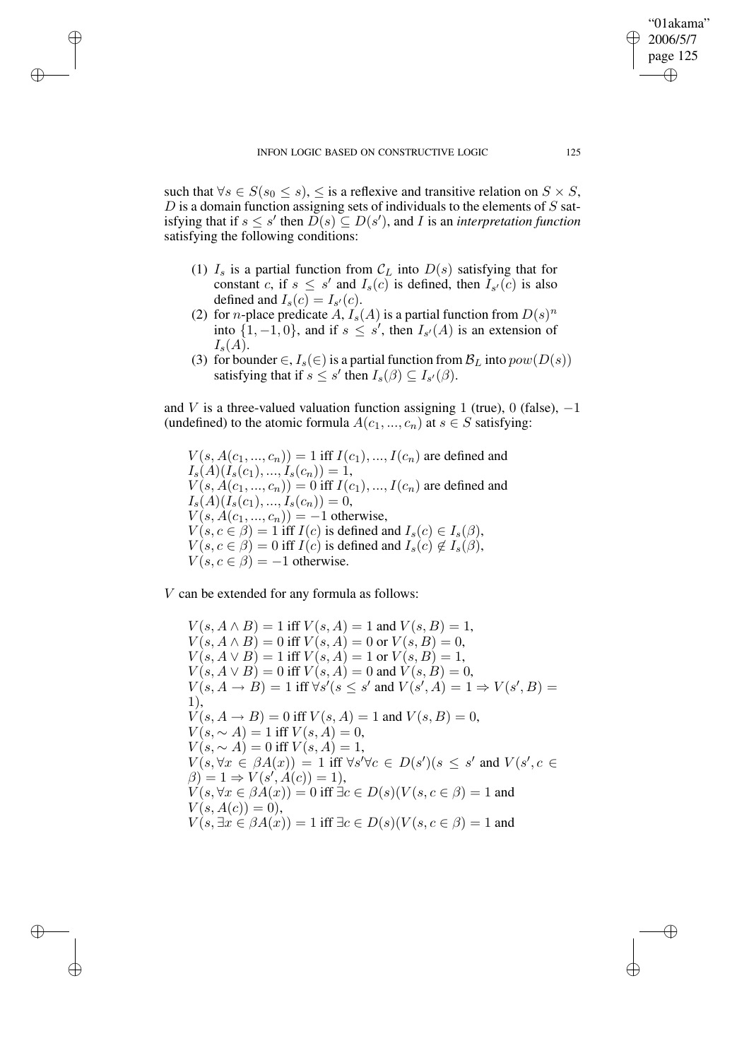such that $\forall s \in S(s_0 \leq s)$, $\leq$ is a reflexive and transitive relation on $S \times S$, $D$ is a domain function assigning sets of individuals to the elements of $S$ satisfying that if $s \leq s'$ then $D(s) \subseteq D(s')$, and $I$ is an *interpretation function* satisfying the following conditions:

(1) $I_s$ is a partial function from $\mathcal{C}_L$ into $D(s)$ satisfying that for constant $c$, if $s \leq s'$ and $I_s(c)$ is defined, then $I_{s'}(c)$ is also defined and $I_s(c) = I_{s'}(c)$.

(2) for $n$-place predicate $A$, $I_s(A)$ is a partial function from $D(s)^n$ into $\{1, -1, 0\}$, and if $s \leq s'$, then $I_{s'}(A)$ is an extension of $I_s(A)$.

(3) for bounder $\in$, $I_s(\in)$ is a partial function from $\mathcal{B}_L$ into $pow(D(s))$ satisfying that if $s \leq s'$ then $I_s(\beta) \subseteq I_{s'}(\beta)$.

and $V$ is a three-valued valuation function assigning 1 (true), 0 (false), $-1$ (undefined) to the atomic formula $A(c_1, ..., c_n)$ at $s \in S$ satisfying:

$V(s, A(c_1, ..., c_n)) = 1$ iff $I(c_1), ..., I(c_n)$ are defined and $I_s(A)(I_s(c_1), ..., I_s(c_n)) = 1$,
$V(s, A(c_1, ..., c_n)) = 0$ iff $I(c_1), ..., I(c_n)$ are defined and $I_s(A)(I_s(c_1), ..., I_s(c_n)) = 0$,
$V(s, A(c_1, ..., c_n)) = -1$ otherwise,
$V(s, c \in \beta) = 1$ iff $I(c)$ is defined and $I_s(c) \in I_s(\beta)$,
$V(s, c \in \beta) = 0$ iff $I(c)$ is defined and $I_s(c) \notin I_s(\beta)$,
$V(s, c \in \beta) = -1$ otherwise.

$V$ can be extended for any formula as follows:

$V(s, A \wedge B) = 1$ iff $V(s, A) = 1$ and $V(s, B) = 1$,
$V(s, A \wedge B) = 0$ iff $V(s, A) = 0$ or $V(s, B) = 0$,
$V(s, A \vee B) = 1$ iff $V(s, A) = 1$ or $V(s, B) = 1$,
$V(s, A \vee B) = 0$ iff $V(s, A) = 0$ and $V(s, B) = 0$,
$V(s, A \rightarrow B) = 1$ iff $\forall s'(s \leq s'$ and $V(s', A) = 1 \Rightarrow V(s', B) = 1)$,
$V(s, A \rightarrow B) = 0$ iff $V(s, A) = 1$ and $V(s, B) = 0$,
$V(s, \sim A) = 1$ iff $V(s, A) = 0$,
$V(s, \sim A) = 0$ iff $V(s, A) = 1$,
$V(s, \forall x \in \beta A(x)) = 1$ iff $\forall s' \forall c \in D(s')(s \leq s'$ and $V(s', c \in \beta) = 1 \Rightarrow V(s', A(c)) = 1)$,
$V(s, \forall x \in \beta A(x)) = 0$ iff $\exists c \in D(s)(V(s, c \in \beta) = 1$ and $V(s, A(c)) = 0)$,
$V(s, \exists x \in \beta A(x)) = 1$ iff $\exists c \in D(s)(V(s, c \in \beta) = 1$ and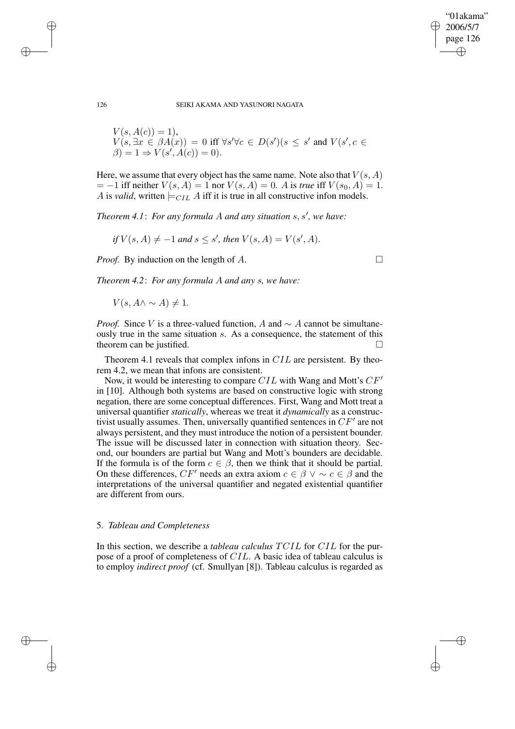$V(s, A(c)) = 1$),
$V(s, \exists x \in \beta A(x)) = 0$ iff $\forall s' \forall c \in D(s')(s \leq s'$ and $V(s', c \in \beta) = 1 \Rightarrow V(s', A(c)) = 0)$.

Here, we assume that every object has the same name. Note also that $V(s, A) = -1$ iff neither $V(s, A) = 1$ nor $V(s, A) = 0$. $A$ is *true* iff $V(s_0, A) = 1$. $A$ is *valid*, written $\models_{CIL} A$ iff it is true in all constructive infon models.

*Theorem 4.1*: *For any formula $A$ and any situation $s, s'$, we have:*

*if $V(s, A) \neq -1$ and $s \leq s'$, then $V(s, A) = V(s', A)$.*

*Proof.* By induction on the length of $A$. □

*Theorem 4.2*: *For any formula $A$ and any $s$, we have:*

$V(s, A \wedge \sim A) \neq 1$.

*Proof.* Since $V$ is a three-valued function, $A$ and $\sim A$ cannot be simultaneously true in the same situation $s$. As a consequence, the statement of this theorem can be justified. □

Theorem 4.1 reveals that complex infons in $CIL$ are persistent. By theorem 4.2, we mean that infons are consistent.

Now, it would be interesting to compare $CIL$ with Wang and Mott's $CF'$ in [10]. Although both systems are based on constructive logic with strong negation, there are some conceptual differences. First, Wang and Mott treat a universal quantifier *statically*, whereas we treat it *dynamically* as a constructivist usually assumes. Then, universally quantified sentences in $CF'$ are not always persistent, and they must introduce the notion of a persistent bounder. The issue will be discussed later in connection with situation theory. Second, our bounders are partial but Wang and Mott's bounders are decidable. If the formula is of the form $c \in \beta$, then we think that it should be partial. On these differences, $CF'$ needs an extra axiom $c \in \beta \vee \sim c \in \beta$ and the interpretations of the universal quantifier and negated existential quantifier are different from ours.

## 5. *Tableau and Completeness*

In this section, we describe a *tableau calculus* $TCIL$ for $CIL$ for the purpose of a proof of completeness of $CIL$. A basic idea of tableau calculus is to employ *indirect proof* (cf. Smullyan [8]). Tableau calculus is regarded as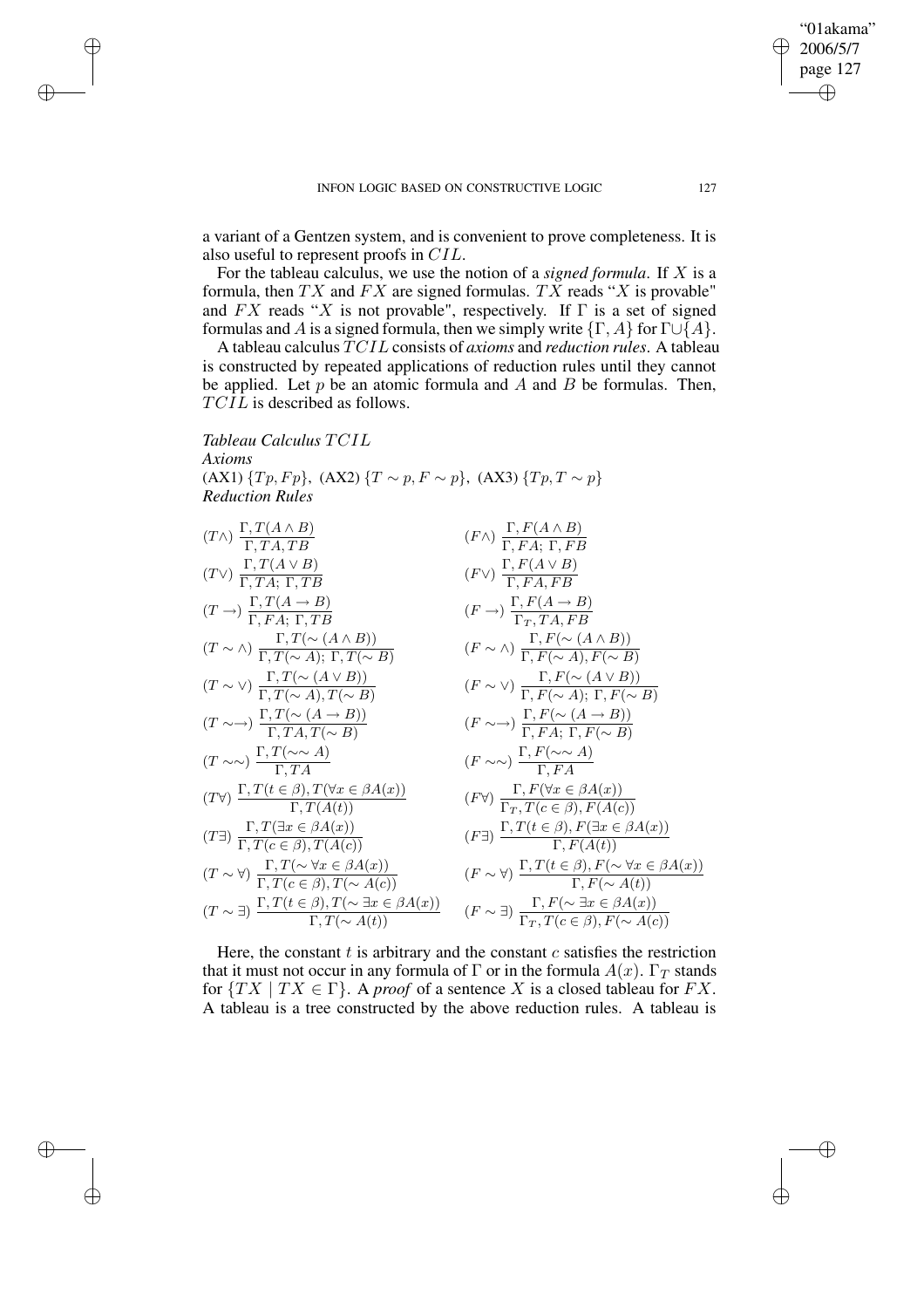a variant of a Gentzen system, and is convenient to prove completeness. It is also useful to represent proofs in $CIL$.

For the tableau calculus, we use the notion of a *signed formula*. If $X$ is a formula, then $TX$ and $FX$ are signed formulas. $TX$ reads "$X$ is provable" and $FX$ reads "$X$ is not provable", respectively. If $\Gamma$ is a set of signed formulas and $A$ is a signed formula, then we simply write $\{\Gamma, A\}$ for $\Gamma \cup \{A\}$.

A tableau calculus $TCIL$ consists of *axioms* and *reduction rules*. A tableau is constructed by repeated applications of reduction rules until they cannot be applied. Let $p$ be an atomic formula and $A$ and $B$ be formulas. Then, $TCIL$ is described as follows.

*Tableau Calculus* $TCIL$

*Axioms*

(AX1) $\{Tp, Fp\}$, (AX2) $\{T \sim p, F \sim p\}$, (AX3) $\{Tp, T \sim p\}$

*Reduction Rules*

$(T\wedge)\ \dfrac{\Gamma, T(A \wedge B)}{\Gamma, TA, TB}$ $\qquad (F\wedge)\ \dfrac{\Gamma, F(A \wedge B)}{\Gamma, FA;\ \Gamma, FB}$

$(T\vee)\ \dfrac{\Gamma, T(A \vee B)}{\Gamma, TA;\ \Gamma, TB}$ $\qquad (F\vee)\ \dfrac{\Gamma, F(A \vee B)}{\Gamma, FA, FB}$

$(T \rightarrow)\ \dfrac{\Gamma, T(A \rightarrow B)}{\Gamma, FA;\ \Gamma, TB}$ $\qquad (F \rightarrow)\ \dfrac{\Gamma, F(A \rightarrow B)}{\Gamma_T, TA, FB}$

$(T \sim \wedge)\ \dfrac{\Gamma, T(\sim (A \wedge B))}{\Gamma, T(\sim A);\ \Gamma, T(\sim B)}$ $\qquad (F \sim \wedge)\ \dfrac{\Gamma, F(\sim (A \wedge B))}{\Gamma, F(\sim A), F(\sim B)}$

$(T \sim \vee)\ \dfrac{\Gamma, T(\sim (A \vee B))}{\Gamma, T(\sim A), T(\sim B)}$ $\qquad (F \sim \vee)\ \dfrac{\Gamma, F(\sim (A \vee B))}{\Gamma, F(\sim A);\ \Gamma, F(\sim B)}$

$(T \sim\rightarrow)\ \dfrac{\Gamma, T(\sim (A \rightarrow B))}{\Gamma, TA, T(\sim B)}$ $\qquad (F \sim\rightarrow)\ \dfrac{\Gamma, F(\sim (A \rightarrow B))}{\Gamma, FA;\ \Gamma, F(\sim B)}$

$(T \sim\sim)\ \dfrac{\Gamma, T(\sim\sim A)}{\Gamma, TA}$ $\qquad (F \sim\sim)\ \dfrac{\Gamma, F(\sim\sim A)}{\Gamma, FA}$

$(T\forall)\ \dfrac{\Gamma, T(t \in \beta), T(\forall x \in \beta A(x))}{\Gamma, T(A(t))}$ $\qquad (F\forall)\ \dfrac{\Gamma, F(\forall x \in \beta A(x))}{\Gamma_T, T(c \in \beta), F(A(c))}$

$(T\exists)\ \dfrac{\Gamma, T(\exists x \in \beta A(x))}{\Gamma, T(c \in \beta), T(A(c))}$ $\qquad (F\exists)\ \dfrac{\Gamma, T(t \in \beta), F(\exists x \in \beta A(x))}{\Gamma, F(A(t))}$

$(T \sim \forall)\ \dfrac{\Gamma, T(\sim \forall x \in \beta A(x))}{\Gamma, T(c \in \beta), T(\sim A(c))}$ $\qquad (F \sim \forall)\ \dfrac{\Gamma, T(t \in \beta), F(\sim \forall x \in \beta A(x))}{\Gamma, F(\sim A(t))}$

$(T \sim \exists)\ \dfrac{\Gamma, T(t \in \beta), T(\sim \exists x \in \beta A(x))}{\Gamma, T(\sim A(t))}$ $\qquad (F \sim \exists)\ \dfrac{\Gamma, F(\sim \exists x \in \beta A(x))}{\Gamma_T, T(c \in \beta), F(\sim A(c))}$

Here, the constant $t$ is arbitrary and the constant $c$ satisfies the restriction that it must not occur in any formula of $\Gamma$ or in the formula $A(x)$. $\Gamma_T$ stands for $\{TX \mid TX \in \Gamma\}$. A *proof* of a sentence $X$ is a closed tableau for $FX$. A tableau is a tree constructed by the above reduction rules. A tableau is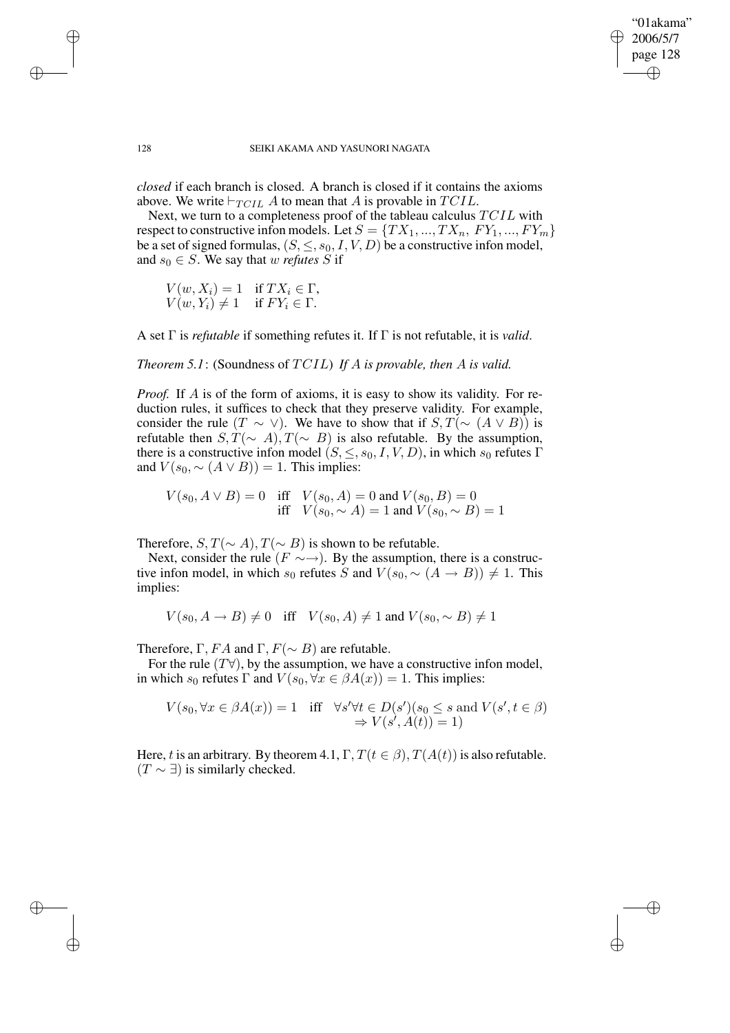*closed* if each branch is closed. A branch is closed if it contains the axioms above. We write $\vdash_{TCIL} A$ to mean that $A$ is provable in $TCIL$.

Next, we turn to a completeness proof of the tableau calculus $TCIL$ with respect to constructive infon models. Let $S = \{TX_1, ..., TX_n, FY_1, ..., FY_m\}$ be a set of signed formulas, $(S, \leq, s_0, I, V, D)$ be a constructive infon model, and $s_0 \in S$. We say that $w$ *refutes* $S$ if

$$
\begin{array}{ll}
V(w, X_i) = 1 & \text{if } TX_i \in \Gamma, \\
V(w, Y_i) \neq 1 & \text{if } FY_i \in \Gamma.
\end{array}
$$

A set $\Gamma$ is *refutable* if something refutes it. If $\Gamma$ is not refutable, it is *valid*.

*Theorem 5.1*: (Soundness of $TCIL$) *If $A$ is provable, then $A$ is valid.*

*Proof.* If $A$ is of the form of axioms, it is easy to show its validity. For reduction rules, it suffices to check that they preserve validity. For example, consider the rule $(T \sim \vee)$. We have to show that if $S, T(\sim (A \vee B))$ is refutable then $S, T(\sim A), T(\sim B)$ is also refutable. By the assumption, there is a constructive infon model $(S, \leq, s_0, I, V, D)$, in which $s_0$ refutes $\Gamma$ and $V(s_0, \sim (A \vee B)) = 1$. This implies:

$$
\begin{array}{lll}
V(s_0, A \vee B) = 0 & \text{iff} & V(s_0, A) = 0 \text{ and } V(s_0, B) = 0 \\
 & \text{iff} & V(s_0, \sim A) = 1 \text{ and } V(s_0, \sim B) = 1
\end{array}
$$

Therefore, $S, T(\sim A), T(\sim B)$ is shown to be refutable.

Next, consider the rule $(F \sim\rightarrow)$. By the assumption, there is a constructive infon model, in which $s_0$ refutes $S$ and $V(s_0, \sim (A \rightarrow B)) \neq 1$. This implies:

$$
V(s_0, A \rightarrow B) \neq 0 \quad \text{iff} \quad V(s_0, A) \neq 1 \text{ and } V(s_0, \sim B) \neq 1
$$

Therefore, $\Gamma, FA$ and $\Gamma, F(\sim B)$ are refutable.

For the rule $(T\forall)$, by the assumption, we have a constructive infon model, in which $s_0$ refutes $\Gamma$ and $V(s_0, \forall x \in \beta A(x)) = 1$. This implies:

$$
\begin{array}{lll}
V(s_0, \forall x \in \beta A(x)) = 1 & \text{iff} & \forall s' \forall t \in D(s')(s_0 \leq s \text{ and } V(s', t \in \beta) \\
 & & \Rightarrow V(s', A(t)) = 1)
\end{array}
$$

Here, $t$ is an arbitrary. By theorem 4.1, $\Gamma, T(t \in \beta), T(A(t))$ is also refutable. $(T \sim \exists)$ is similarly checked.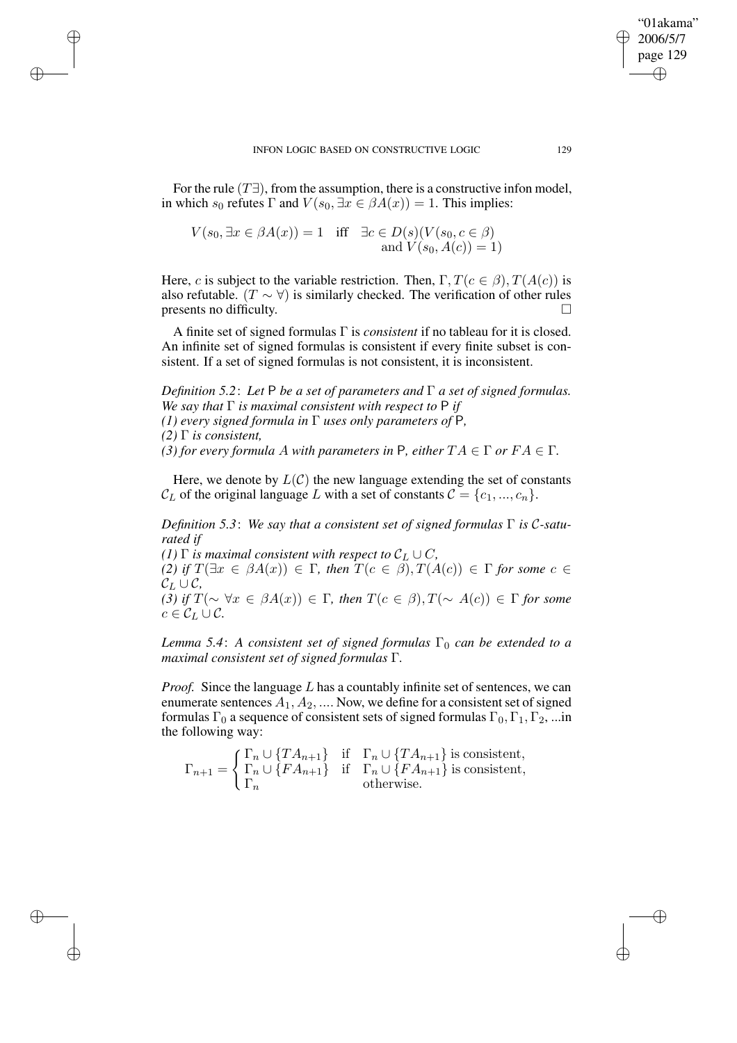For the rule $(T\exists)$, from the assumption, there is a constructive infon model, in which $s_0$ refutes $\Gamma$ and $V(s_0, \exists x \in \beta A(x)) = 1$. This implies:

$$V(s_0, \exists x \in \beta A(x)) = 1 \quad \text{iff} \quad \exists c \in D(s)(V(s_0, c \in \beta) \text{ and } V(s_0, A(c)) = 1)$$

Here, $c$ is subject to the variable restriction. Then, $\Gamma, T(c \in \beta), T(A(c))$ is also refutable. $(T \sim \forall)$ is similarly checked. The verification of other rules presents no difficulty. □

A finite set of signed formulas $\Gamma$ is *consistent* if no tableau for it is closed. An infinite set of signed formulas is consistent if every finite subset is consistent. If a set of signed formulas is not consistent, it is inconsistent.

*Definition 5.2*: *Let* $\mathsf{P}$ *be a set of parameters and* $\Gamma$ *a set of signed formulas. We say that* $\Gamma$ *is maximal consistent with respect to* $\mathsf{P}$ *if*
*(1) every signed formula in* $\Gamma$ *uses only parameters of* $\mathsf{P}$*,*
*(2)* $\Gamma$ *is consistent,*
*(3) for every formula* $A$ *with parameters in* $\mathsf{P}$*, either* $TA \in \Gamma$ *or* $FA \in \Gamma$*.*

Here, we denote by $L(\mathcal{C})$ the new language extending the set of constants $\mathcal{C}_L$ of the original language $L$ with a set of constants $\mathcal{C} = \{c_1, ..., c_n\}$.

*Definition 5.3*: *We say that a consistent set of signed formulas* $\Gamma$ *is* $\mathcal{C}$*-saturated if*
*(1)* $\Gamma$ *is maximal consistent with respect to* $\mathcal{C}_L \cup C$*,*
*(2) if* $T(\exists x \in \beta A(x)) \in \Gamma$*, then* $T(c \in \beta), T(A(c)) \in \Gamma$ *for some* $c \in \mathcal{C}_L \cup \mathcal{C}$*,*
*(3) if* $T(\sim \forall x \in \beta A(x)) \in \Gamma$*, then* $T(c \in \beta), T(\sim A(c)) \in \Gamma$ *for some* $c \in \mathcal{C}_L \cup \mathcal{C}$*.*

*Lemma 5.4*: *A consistent set of signed formulas* $\Gamma_0$ *can be extended to a maximal consistent set of signed formulas* $\Gamma$*.*

*Proof.* Since the language $L$ has a countably infinite set of sentences, we can enumerate sentences $A_1, A_2, ....$ Now, we define for a consistent set of signed formulas $\Gamma_0$ a sequence of consistent sets of signed formulas $\Gamma_0, \Gamma_1, \Gamma_2, ...$in the following way:

$$\Gamma_{n+1} = \begin{cases} \Gamma_n \cup \{TA_{n+1}\} & \text{if} \quad \Gamma_n \cup \{TA_{n+1}\} \text{ is consistent,} \\ \Gamma_n \cup \{FA_{n+1}\} & \text{if} \quad \Gamma_n \cup \{FA_{n+1}\} \text{ is consistent,} \\ \Gamma_n & \qquad \text{otherwise.} \end{cases}$$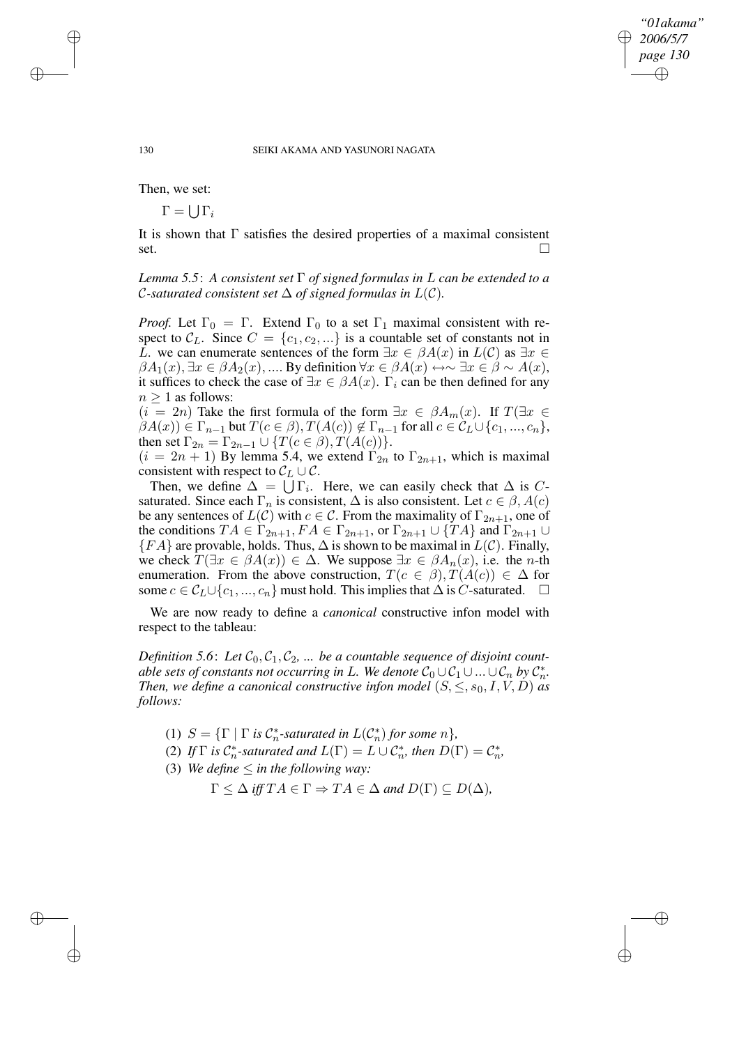Then, we set:

$\Gamma = \bigcup \Gamma_i$

It is shown that $\Gamma$ satisfies the desired properties of a maximal consistent set. $\square$

*Lemma 5.5*: *A consistent set $\Gamma$ of signed formulas in $L$ can be extended to a $\mathcal{C}$-saturated consistent set $\Delta$ of signed formulas in $L(\mathcal{C})$.*

*Proof.* Let $\Gamma_0 = \Gamma$. Extend $\Gamma_0$ to a set $\Gamma_1$ maximal consistent with respect to $\mathcal{C}_L$. Since $C = \{c_1, c_2, ...\}$ is a countable set of constants not in $L$. we can enumerate sentences of the form $\exists x \in \beta A(x)$ in $L(\mathcal{C})$ as $\exists x \in \beta A_1(x), \exists x \in \beta A_2(x), ....$ By definition $\forall x \in \beta A(x) \leftrightarrow \sim \exists x \in \beta \sim A(x)$, it suffices to check the case of $\exists x \in \beta A(x)$. $\Gamma_i$ can be then defined for any $n \geq 1$ as follows:

($i = 2n$) Take the first formula of the form $\exists x \in \beta A_m(x)$. If $T(\exists x \in \beta A(x)) \in \Gamma_{n-1}$ but $T(c \in \beta), T(A(c)) \notin \Gamma_{n-1}$ for all $c \in \mathcal{C}_L \cup \{c_1, ..., c_n\}$, then set $\Gamma_{2n} = \Gamma_{2n-1} \cup \{T(c \in \beta), T(A(c))\}$.

($i = 2n+1$) By lemma 5.4, we extend $\Gamma_{2n}$ to $\Gamma_{2n+1}$, which is maximal consistent with respect to $\mathcal{C}_L \cup \mathcal{C}$.

Then, we define $\Delta = \bigcup \Gamma_i$. Here, we can easily check that $\Delta$ is $C$-saturated. Since each $\Gamma_n$ is consistent, $\Delta$ is also consistent. Let $c \in \beta, A(c)$ be any sentences of $L(\mathcal{C})$ with $c \in \mathcal{C}$. From the maximality of $\Gamma_{2n+1}$, one of the conditions $TA \in \Gamma_{2n+1}, FA \in \Gamma_{2n+1}$, or $\Gamma_{2n+1} \cup \{TA\}$ and $\Gamma_{2n+1} \cup \{FA\}$ are provable, holds. Thus, $\Delta$ is shown to be maximal in $L(\mathcal{C})$. Finally, we check $T(\exists x \in \beta A(x)) \in \Delta$. We suppose $\exists x \in \beta A_n(x)$, i.e. the $n$-th enumeration. From the above construction, $T(c \in \beta), T(A(c)) \in \Delta$ for some $c \in \mathcal{C}_L \cup \{c_1, ..., c_n\}$ must hold. This implies that $\Delta$ is $C$-saturated. $\square$

We are now ready to define a *canonical* constructive infon model with respect to the tableau:

*Definition 5.6*: *Let $\mathcal{C}_0, \mathcal{C}_1, \mathcal{C}_2$, ... be a countable sequence of disjoint countable sets of constants not occurring in $L$. We denote $\mathcal{C}_0 \cup \mathcal{C}_1 \cup ... \cup \mathcal{C}_n$ by $\mathcal{C}^*_n$. Then, we define a canonical constructive infon model $(S, \leq, s_0, I, V, D)$ as follows:*

1. $S = \{\Gamma \mid \Gamma$ *is $\mathcal{C}^*_n$-saturated in $L(\mathcal{C}^*_n)$ for some $n\}$,*
2. *If $\Gamma$ is $\mathcal{C}^*_n$-saturated and $L(\Gamma) = L \cup \mathcal{C}^*_n$, then $D(\Gamma) = \mathcal{C}^*_n$,*
3. *We define $\leq$ in the following way:*

   $\Gamma \leq \Delta$ *iff* $TA \in \Gamma \Rightarrow TA \in \Delta$ *and* $D(\Gamma) \subseteq D(\Delta)$,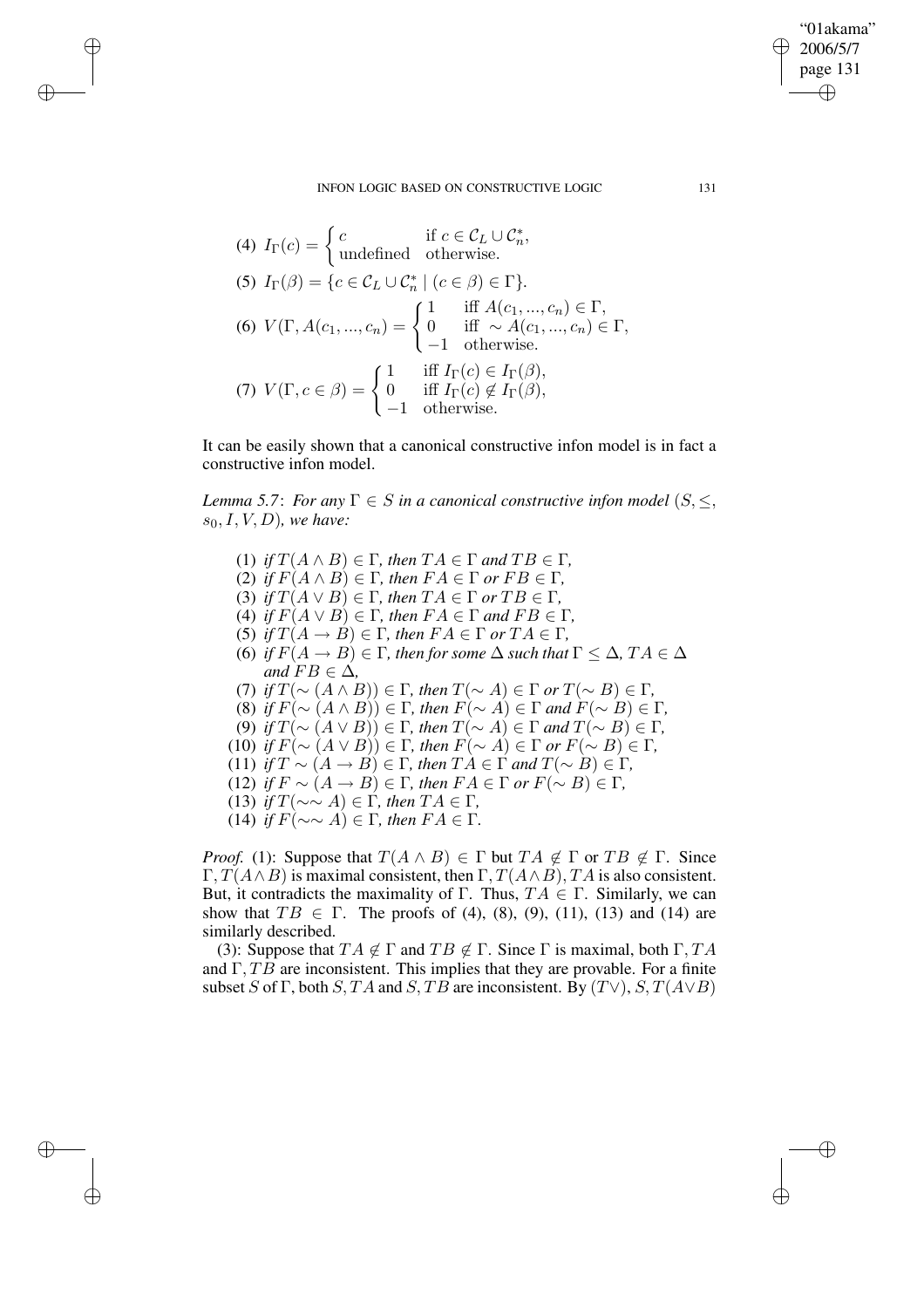(4) $I_\Gamma(c) = \begin{cases} c & \text{if } c \in \mathcal{C}_L \cup \mathcal{C}_n^*, \\ \text{undefined} & \text{otherwise.} \end{cases}$

(5) $I_\Gamma(\beta) = \{c \in \mathcal{C}_L \cup \mathcal{C}_n^* \mid (c \in \beta) \in \Gamma\}$.

(6) $V(\Gamma, A(c_1, ..., c_n) = \begin{cases} 1 & \text{iff } A(c_1, ..., c_n) \in \Gamma, \\ 0 & \text{iff } \sim A(c_1, ..., c_n) \in \Gamma, \\ -1 & \text{otherwise.} \end{cases}$

(7) $V(\Gamma, c \in \beta) = \begin{cases} 1 & \text{iff } I_\Gamma(c) \in I_\Gamma(\beta), \\ 0 & \text{iff } I_\Gamma(c) \notin I_\Gamma(\beta), \\ -1 & \text{otherwise.} \end{cases}$

It can be easily shown that a canonical constructive infon model is in fact a constructive infon model.

*Lemma 5.7*: *For any $\Gamma \in S$ in a canonical constructive infon model $(S, \leq, s_0, I, V, D)$, we have:*

(1) *if $T(A \wedge B) \in \Gamma$, then $TA \in \Gamma$ and $TB \in \Gamma$,*
(2) *if $F(A \wedge B) \in \Gamma$, then $FA \in \Gamma$ or $FB \in \Gamma$,*
(3) *if $T(A \vee B) \in \Gamma$, then $TA \in \Gamma$ or $TB \in \Gamma$,*
(4) *if $F(A \vee B) \in \Gamma$, then $FA \in \Gamma$ and $FB \in \Gamma$,*
(5) *if $T(A \rightarrow B) \in \Gamma$, then $FA \in \Gamma$ or $TA \in \Gamma$,*
(6) *if $F(A \rightarrow B) \in \Gamma$, then for some $\Delta$ such that $\Gamma \leq \Delta$, $TA \in \Delta$ and $FB \in \Delta$,*
(7) *if $T(\sim (A \wedge B)) \in \Gamma$, then $T(\sim A) \in \Gamma$ or $T(\sim B) \in \Gamma$,*
(8) *if $F(\sim (A \wedge B)) \in \Gamma$, then $F(\sim A) \in \Gamma$ and $F(\sim B) \in \Gamma$,*
(9) *if $T(\sim (A \vee B)) \in \Gamma$, then $T(\sim A) \in \Gamma$ and $T(\sim B) \in \Gamma$,*
(10) *if $F(\sim (A \vee B)) \in \Gamma$, then $F(\sim A) \in \Gamma$ or $F(\sim B) \in \Gamma$,*
(11) *if $T \sim (A \rightarrow B)) \in \Gamma$, then $TA \in \Gamma$ and $T(\sim B) \in \Gamma$,*
(12) *if $F \sim (A \rightarrow B) \in \Gamma$, then $FA \in \Gamma$ or $F(\sim B) \in \Gamma$,*
(13) *if $T(\sim\sim A) \in \Gamma$, then $TA \in \Gamma$,*
(14) *if $F(\sim\sim A) \in \Gamma$, then $FA \in \Gamma$.*

*Proof.* (1): Suppose that $T(A \wedge B) \in \Gamma$ but $TA \notin \Gamma$ or $TB \notin \Gamma$. Since $\Gamma, T(A \wedge B)$ is maximal consistent, then $\Gamma, T(A \wedge B), TA$ is also consistent. But, it contradicts the maximality of $\Gamma$. Thus, $TA \in \Gamma$. Similarly, we can show that $TB \in \Gamma$. The proofs of (4), (8), (9), (11), (13) and (14) are similarly described.

(3): Suppose that $TA \notin \Gamma$ and $TB \notin \Gamma$. Since $\Gamma$ is maximal, both $\Gamma, TA$ and $\Gamma, TB$ are inconsistent. This implies that they are provable. For a finite subset $S$ of $\Gamma$, both $S, TA$ and $S, TB$ are inconsistent. By $(T\vee)$, $S, T(A \vee B)$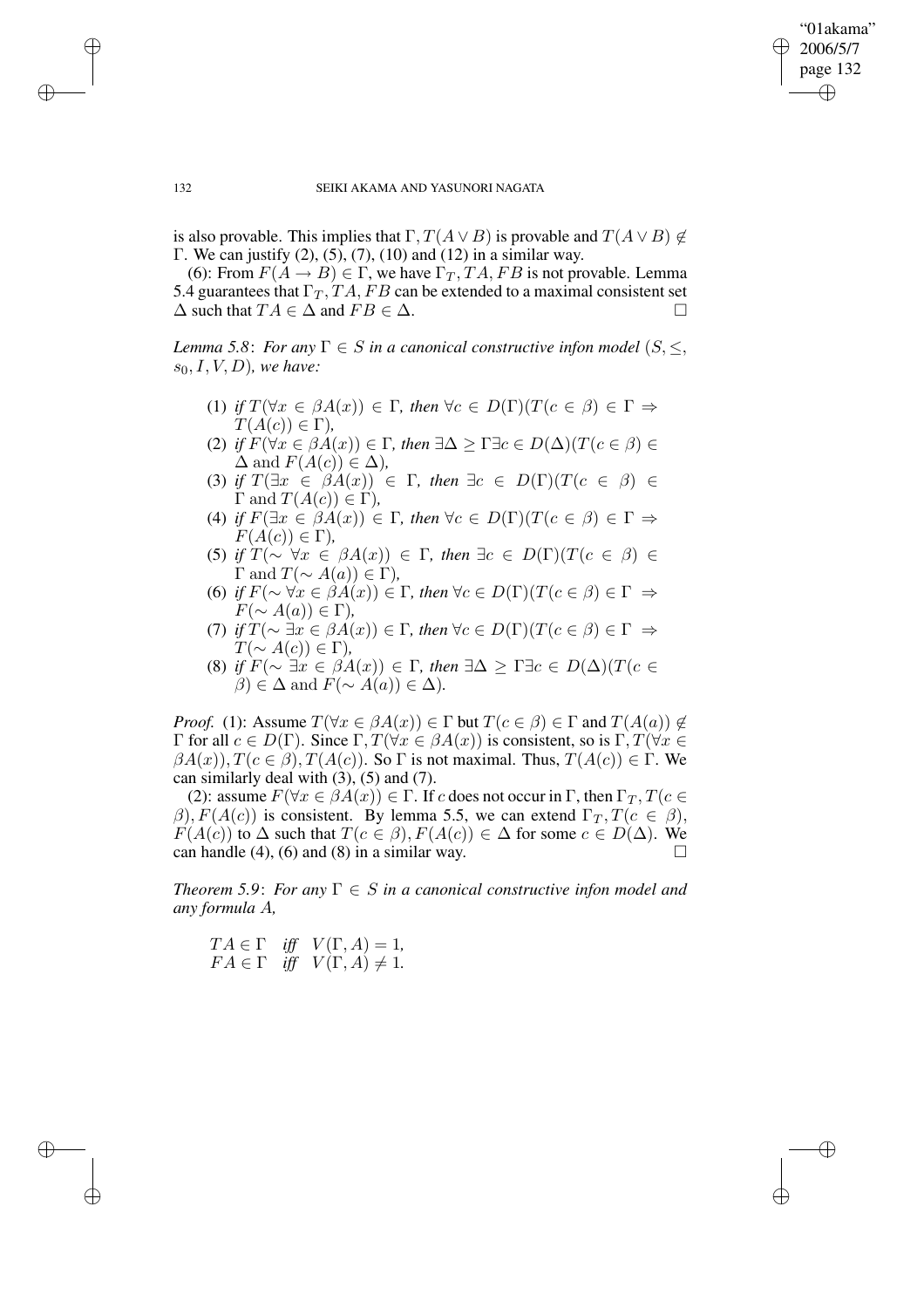is also provable. This implies that $\Gamma, T(A \vee B)$ is provable and $T(A \vee B) \notin \Gamma$. We can justify (2), (5), (7), (10) and (12) in a similar way.

(6): From $F(A \rightarrow B) \in \Gamma$, we have $\Gamma_T, TA, FB$ is not provable. Lemma 5.4 guarantees that $\Gamma_T, TA, FB$ can be extended to a maximal consistent set $\Delta$ such that $TA \in \Delta$ and $FB \in \Delta$. □

*Lemma 5.8*: *For any $\Gamma \in S$ in a canonical constructive infon model $(S, \leq, s_0, I, V, D)$, we have:*

(1) *if $T(\forall x \in \beta A(x)) \in \Gamma$, then $\forall c \in D(\Gamma)(T(c \in \beta) \in \Gamma \Rightarrow T(A(c)) \in \Gamma)$,*
(2) *if $F(\forall x \in \beta A(x)) \in \Gamma$, then $\exists \Delta \geq \Gamma \exists c \in D(\Delta)(T(c \in \beta) \in \Delta$ and $F(A(c)) \in \Delta)$,*
(3) *if $T(\exists x \in \beta A(x)) \in \Gamma$, then $\exists c \in D(\Gamma)(T(c \in \beta) \in \Gamma$ and $T(A(c)) \in \Gamma)$,*
(4) *if $F(\exists x \in \beta A(x)) \in \Gamma$, then $\forall c \in D(\Gamma)(T(c \in \beta) \in \Gamma \Rightarrow F(A(c)) \in \Gamma)$,*
(5) *if $T(\sim \forall x \in \beta A(x)) \in \Gamma$, then $\exists c \in D(\Gamma)(T(c \in \beta) \in \Gamma$ and $T(\sim A(a)) \in \Gamma)$,*
(6) *if $F(\sim \forall x \in \beta A(x)) \in \Gamma$, then $\forall c \in D(\Gamma)(T(c \in \beta) \in \Gamma \Rightarrow F(\sim A(a)) \in \Gamma)$,*
(7) *if $T(\sim \exists x \in \beta A(x)) \in \Gamma$, then $\forall c \in D(\Gamma)(T(c \in \beta) \in \Gamma \Rightarrow T(\sim A(c)) \in \Gamma)$,*
(8) *if $F(\sim \exists x \in \beta A(x)) \in \Gamma$, then $\exists \Delta \geq \Gamma \exists c \in D(\Delta)(T(c \in \beta) \in \Delta$ and $F(\sim A(a)) \in \Delta)$.*

*Proof.* (1): Assume $T(\forall x \in \beta A(x)) \in \Gamma$ but $T(c \in \beta) \in \Gamma$ and $T(A(a)) \notin \Gamma$ for all $c \in D(\Gamma)$. Since $\Gamma, T(\forall x \in \beta A(x))$ is consistent, so is $\Gamma, T(\forall x \in \beta A(x)), T(c \in \beta), T(A(c))$. So $\Gamma$ is not maximal. Thus, $T(A(c)) \in \Gamma$. We can similarly deal with (3), (5) and (7).

(2): assume $F(\forall x \in \beta A(x)) \in \Gamma$. If $c$ does not occur in $\Gamma$, then $\Gamma_T, T(c \in \beta), F(A(c))$ is consistent. By lemma 5.5, we can extend $\Gamma_T, T(c \in \beta), F(A(c))$ to $\Delta$ such that $T(c \in \beta), F(A(c)) \in \Delta$ for some $c \in D(\Delta)$. We can handle (4), (6) and (8) in a similar way. □

*Theorem 5.9*: *For any $\Gamma \in S$ in a canonical constructive infon model and any formula $A$,*

$TA \in \Gamma$ *iff* $V(\Gamma, A) = 1$,
$FA \in \Gamma$ *iff* $V(\Gamma, A) \neq 1$.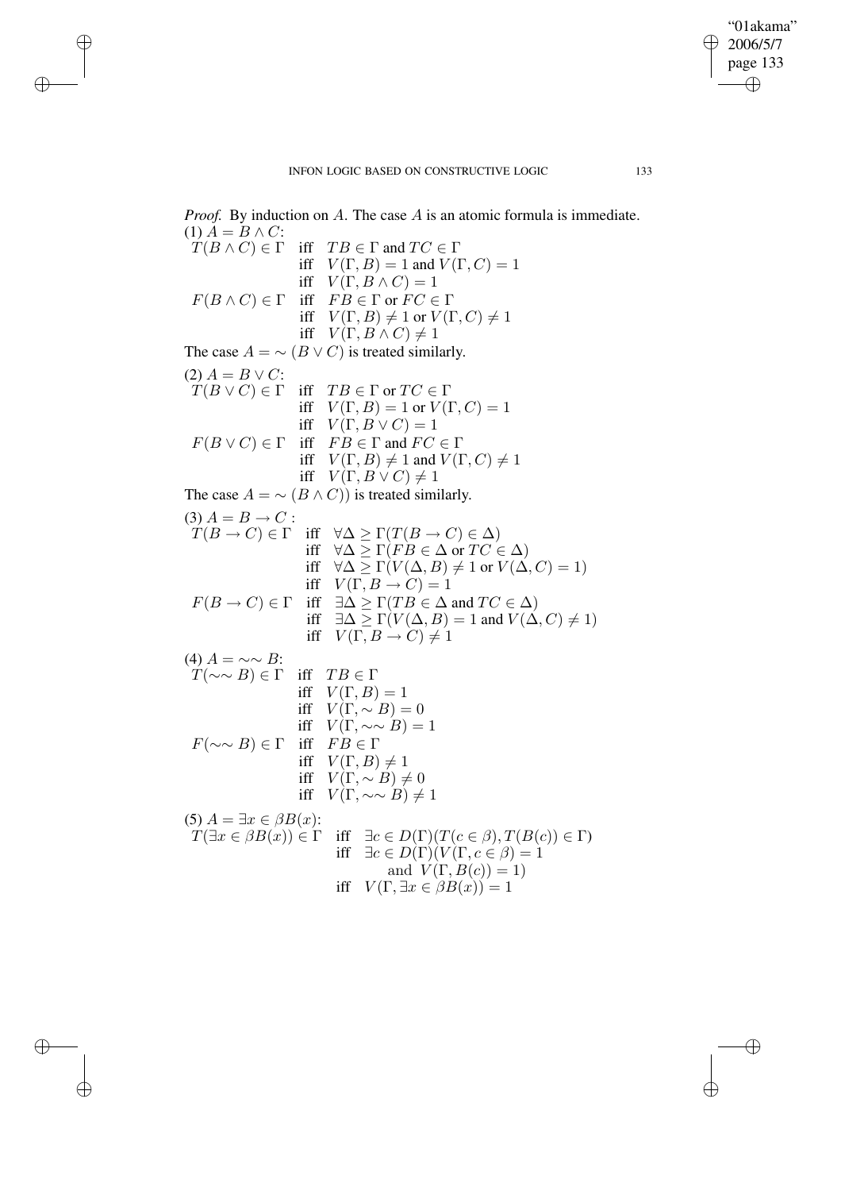*Proof.* By induction on $A$. The case $A$ is an atomic formula is immediate.

(1) $A = B \wedge C$:

$$
\begin{array}{lll}
T(B \wedge C) \in \Gamma & \text{iff} & TB \in \Gamma \text{ and } TC \in \Gamma \\
& \text{iff} & V(\Gamma, B) = 1 \text{ and } V(\Gamma, C) = 1 \\
& \text{iff} & V(\Gamma, B \wedge C) = 1 \\
F(B \wedge C) \in \Gamma & \text{iff} & FB \in \Gamma \text{ or } FC \in \Gamma \\
& \text{iff} & V(\Gamma, B) \neq 1 \text{ or } V(\Gamma, C) \neq 1 \\
& \text{iff} & V(\Gamma, B \wedge C) \neq 1
\end{array}
$$

The case $A = \sim (B \vee C)$ is treated similarly.

(2) $A = B \vee C$:

$$
\begin{array}{lll}
T(B \vee C) \in \Gamma & \text{iff} & TB \in \Gamma \text{ or } TC \in \Gamma \\
& \text{iff} & V(\Gamma, B) = 1 \text{ or } V(\Gamma, C) = 1 \\
& \text{iff} & V(\Gamma, B \vee C) = 1 \\
F(B \vee C) \in \Gamma & \text{iff} & FB \in \Gamma \text{ and } FC \in \Gamma \\
& \text{iff} & V(\Gamma, B) \neq 1 \text{ and } V(\Gamma, C) \neq 1 \\
& \text{iff} & V(\Gamma, B \vee C) \neq 1
\end{array}
$$

The case $A = \sim (B \wedge C))$ is treated similarly.

(3) $A = B \rightarrow C$ :

$$
\begin{array}{lll}
T(B \rightarrow C) \in \Gamma & \text{iff} & \forall \Delta \geq \Gamma (T(B \rightarrow C) \in \Delta) \\
& \text{iff} & \forall \Delta \geq \Gamma (FB \in \Delta \text{ or } TC \in \Delta) \\
& \text{iff} & \forall \Delta \geq \Gamma (V(\Delta, B) \neq 1 \text{ or } V(\Delta, C) = 1) \\
& \text{iff} & V(\Gamma, B \rightarrow C) = 1 \\
F(B \rightarrow C) \in \Gamma & \text{iff} & \exists \Delta \geq \Gamma (TB \in \Delta \text{ and } TC \in \Delta) \\
& \text{iff} & \exists \Delta \geq \Gamma (V(\Delta, B) = 1 \text{ and } V(\Delta, C) \neq 1) \\
& \text{iff} & V(\Gamma, B \rightarrow C) \neq 1
\end{array}
$$

(4) $A = \sim\sim B$:

$$
\begin{array}{lll}
T(\sim\sim B) \in \Gamma & \text{iff} & TB \in \Gamma \\
& \text{iff} & V(\Gamma, B) = 1 \\
& \text{iff} & V(\Gamma, \sim B) = 0 \\
& \text{iff} & V(\Gamma, \sim\sim B) = 1 \\
F(\sim\sim B) \in \Gamma & \text{iff} & FB \in \Gamma \\
& \text{iff} & V(\Gamma, B) \neq 1 \\
& \text{iff} & V(\Gamma, \sim B) \neq 0 \\
& \text{iff} & V(\Gamma, \sim\sim B) \neq 1
\end{array}
$$

(5) $A = \exists x \in \beta B(x)$:

$$
\begin{array}{lll}
T(\exists x \in \beta B(x)) \in \Gamma & \text{iff} & \exists c \in D(\Gamma)(T(c \in \beta), T(B(c)) \in \Gamma) \\
& \text{iff} & \exists c \in D(\Gamma)(V(\Gamma, c \in \beta) = 1 \\
& & \quad \text{and } V(\Gamma, B(c)) = 1) \\
& \text{iff} & V(\Gamma, \exists x \in \beta B(x)) = 1
\end{array}
$$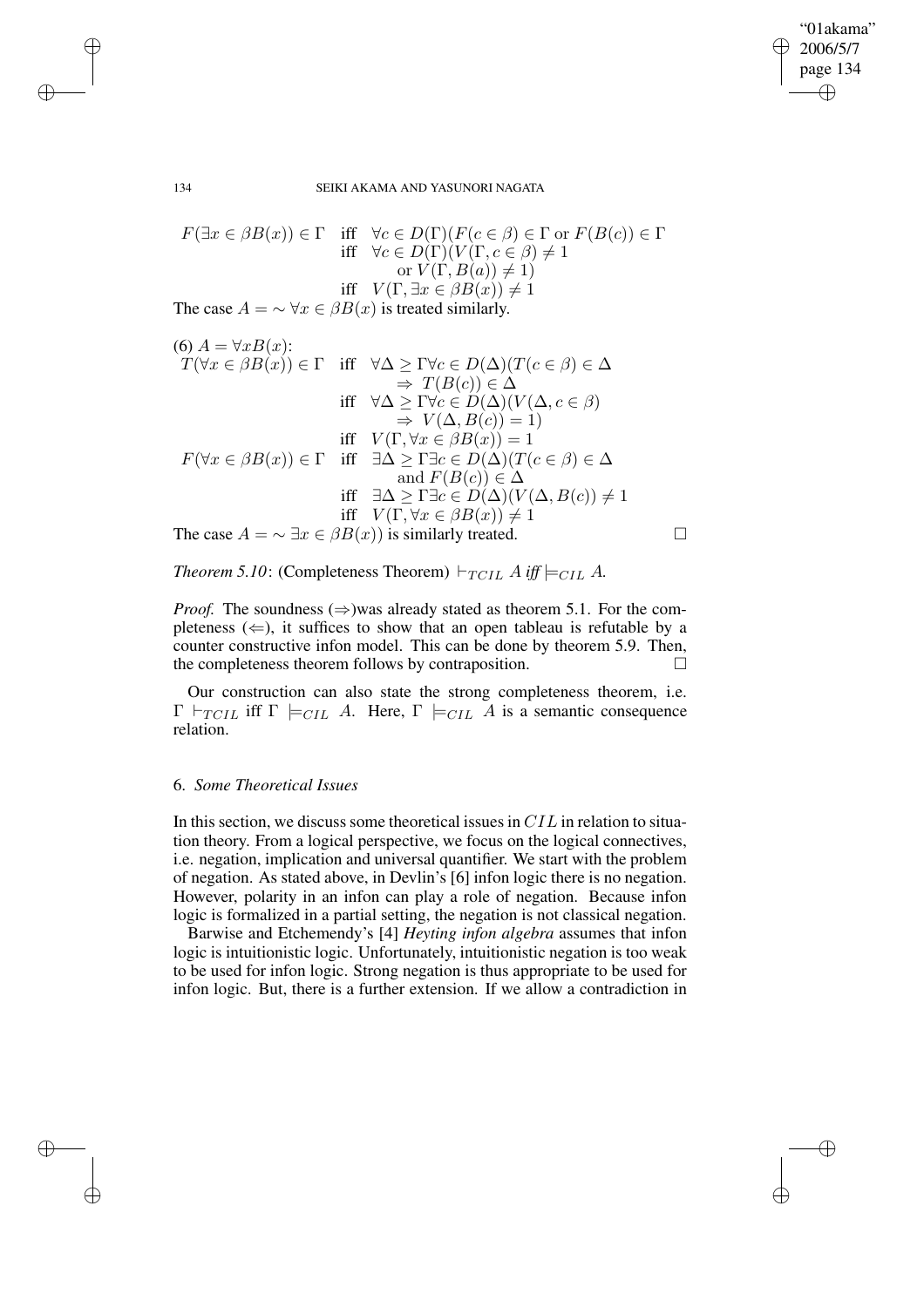$$
\begin{aligned}
F(\exists x \in \beta B(x)) \in \Gamma \quad & \text{iff} \quad \forall c \in D(\Gamma)(F(c \in \beta) \in \Gamma \text{ or } F(B(c)) \in \Gamma \\
& \text{iff} \quad \forall c \in D(\Gamma)(V(\Gamma, c \in \beta) \neq 1 \\
& \qquad \text{or } V(\Gamma, B(a)) \neq 1) \\
& \text{iff} \quad V(\Gamma, \exists x \in \beta B(x)) \neq 1
\end{aligned}
$$

The case $A = \sim \forall x \in \beta B(x)$ is treated similarly.

(6) $A = \forall x B(x)$:

$$
\begin{aligned}
T(\forall x \in \beta B(x)) \in \Gamma \quad & \text{iff} \quad \forall \Delta \geq \Gamma \forall c \in D(\Delta)(T(c \in \beta) \in \Delta \\
& \qquad \Rightarrow T(B(c)) \in \Delta \\
& \text{iff} \quad \forall \Delta \geq \Gamma \forall c \in D(\Delta)(V(\Delta, c \in \beta) \\
& \qquad \Rightarrow V(\Delta, B(c)) = 1) \\
& \text{iff} \quad V(\Gamma, \forall x \in \beta B(x)) = 1 \\
F(\forall x \in \beta B(x)) \in \Gamma \quad & \text{iff} \quad \exists \Delta \geq \Gamma \exists c \in D(\Delta)(T(c \in \beta) \in \Delta \\
& \qquad \text{and } F(B(c)) \in \Delta \\
& \text{iff} \quad \exists \Delta \geq \Gamma \exists c \in D(\Delta)(V(\Delta, B(c)) \neq 1 \\
& \text{iff} \quad V(\Gamma, \forall x \in \beta B(x)) \neq 1
\end{aligned}
$$

The case $A = \sim \exists x \in \beta B(x))$ is similarly treated. □

*Theorem 5.10*: (Completeness Theorem) $\vdash_{TCIL} A$ *iff* $\models_{CIL} A$.

*Proof.* The soundness ($\Rightarrow$)was already stated as theorem 5.1. For the completeness ($\Leftarrow$), it suffices to show that an open tableau is refutable by a counter constructive infon model. This can be done by theorem 5.9. Then, the completeness theorem follows by contraposition. □

Our construction can also state the strong completeness theorem, i.e. $\Gamma \vdash_{TCIL}$ iff $\Gamma \models_{CIL} A$. Here, $\Gamma \models_{CIL} A$ is a semantic consequence relation.

## 6. *Some Theoretical Issues*

In this section, we discuss some theoretical issues in $CIL$ in relation to situation theory. From a logical perspective, we focus on the logical connectives, i.e. negation, implication and universal quantifier. We start with the problem of negation. As stated above, in Devlin's [6] infon logic there is no negation. However, polarity in an infon can play a role of negation. Because infon logic is formalized in a partial setting, the negation is not classical negation.

Barwise and Etchemendy's [4] *Heyting infon algebra* assumes that infon logic is intuitionistic logic. Unfortunately, intuitionistic negation is too weak to be used for infon logic. Strong negation is thus appropriate to be used for infon logic. But, there is a further extension. If we allow a contradiction in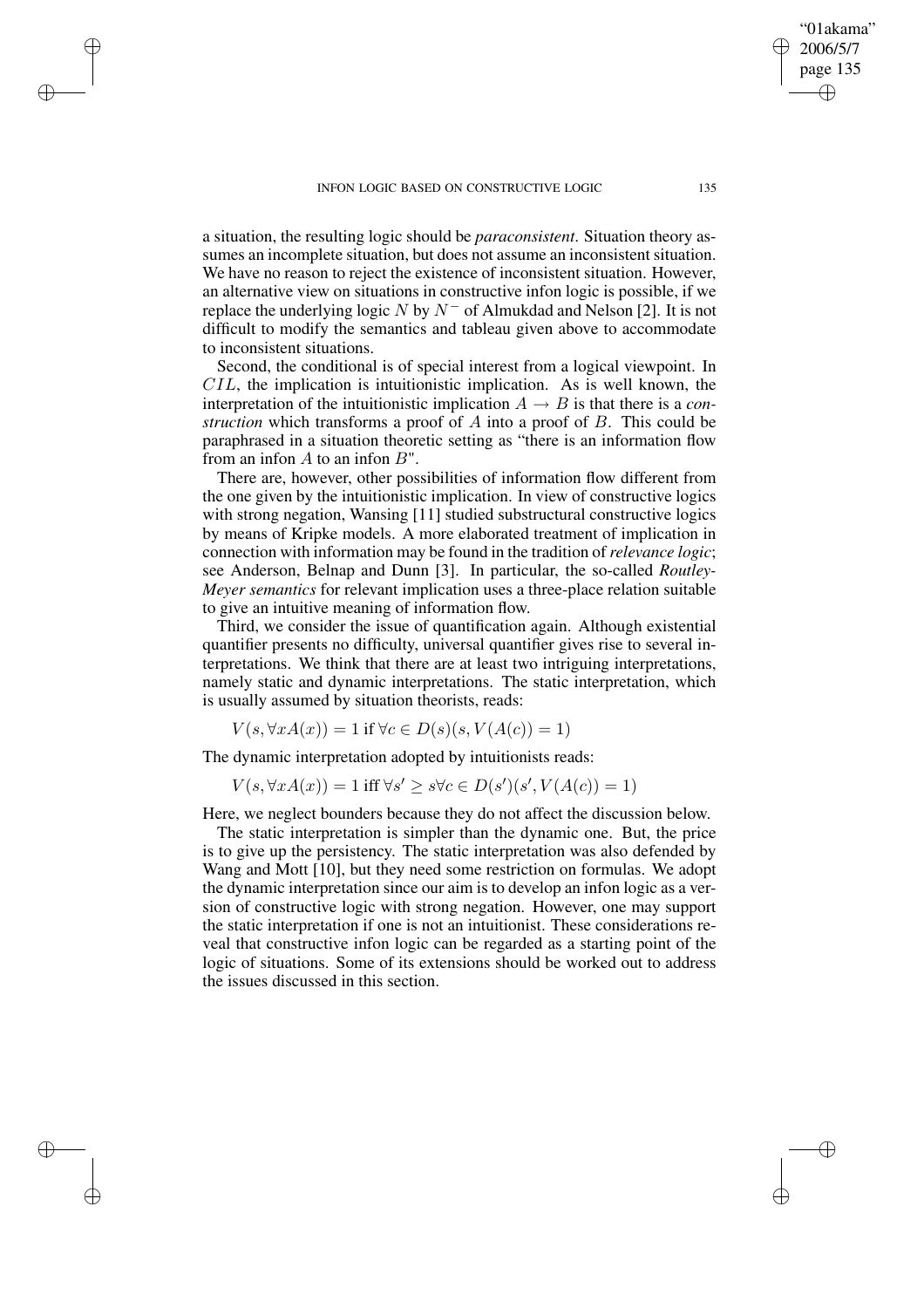a situation, the resulting logic should be *paraconsistent*. Situation theory assumes an incomplete situation, but does not assume an inconsistent situation. We have no reason to reject the existence of inconsistent situation. However, an alternative view on situations in constructive infon logic is possible, if we replace the underlying logic $N$ by $N^-$ of Almukdad and Nelson [2]. It is not difficult to modify the semantics and tableau given above to accommodate to inconsistent situations.

Second, the conditional is of special interest from a logical viewpoint. In $CIL$, the implication is intuitionistic implication. As is well known, the interpretation of the intuitionistic implication $A \rightarrow B$ is that there is a *construction* which transforms a proof of $A$ into a proof of $B$. This could be paraphrased in a situation theoretic setting as "there is an information flow from an infon $A$ to an infon $B$".

There are, however, other possibilities of information flow different from the one given by the intuitionistic implication. In view of constructive logics with strong negation, Wansing [11] studied substructural constructive logics by means of Kripke models. A more elaborated treatment of implication in connection with information may be found in the tradition of *relevance logic*; see Anderson, Belnap and Dunn [3]. In particular, the so-called *Routley-Meyer semantics* for relevant implication uses a three-place relation suitable to give an intuitive meaning of information flow.

Third, we consider the issue of quantification again. Although existential quantifier presents no difficulty, universal quantifier gives rise to several interpretations. We think that there are at least two intriguing interpretations, namely static and dynamic interpretations. The static interpretation, which is usually assumed by situation theorists, reads:

$$V(s, \forall x A(x)) = 1 \text{ if } \forall c \in D(s)(s, V(A(c)) = 1)$$

The dynamic interpretation adopted by intuitionists reads:

$$V(s, \forall x A(x)) = 1 \text{ iff } \forall s' \geq s \forall c \in D(s')(s', V(A(c)) = 1)$$

Here, we neglect bounders because they do not affect the discussion below.

The static interpretation is simpler than the dynamic one. But, the price is to give up the persistency. The static interpretation was also defended by Wang and Mott [10], but they need some restriction on formulas. We adopt the dynamic interpretation since our aim is to develop an infon logic as a version of constructive logic with strong negation. However, one may support the static interpretation if one is not an intuitionist. These considerations reveal that constructive infon logic can be regarded as a starting point of the logic of situations. Some of its extensions should be worked out to address the issues discussed in this section.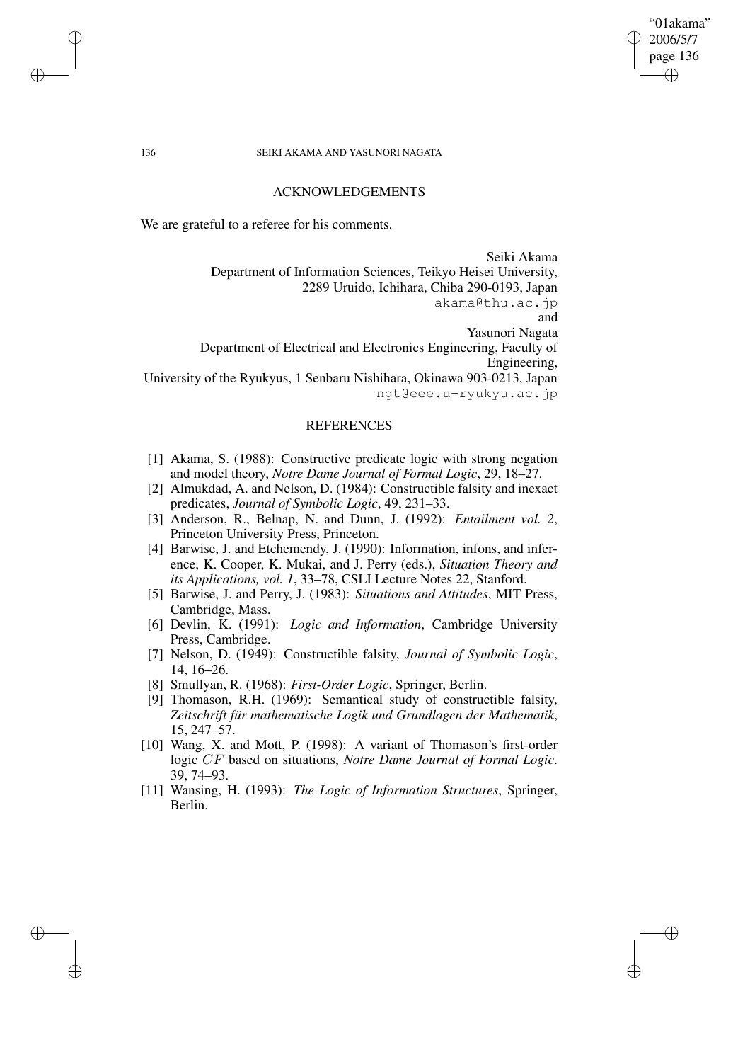## ACKNOWLEDGEMENTS

We are grateful to a referee for his comments.

Seiki Akama
Department of Information Sciences, Teikyo Heisei University,
2289 Uruido, Ichihara, Chiba 290-0193, Japan
akama@thu.ac.jp
and
Yasunori Nagata
Department of Electrical and Electronics Engineering, Faculty of Engineering,
University of the Ryukyus, 1 Senbaru Nishihara, Okinawa 903-0213, Japan
ngt@eee.u-ryukyu.ac.jp

## REFERENCES

[1] Akama, S. (1988): Constructive predicate logic with strong negation and model theory, *Notre Dame Journal of Formal Logic*, 29, 18–27.

[2] Almukdad, A. and Nelson, D. (1984): Constructible falsity and inexact predicates, *Journal of Symbolic Logic*, 49, 231–33.

[3] Anderson, R., Belnap, N. and Dunn, J. (1992): *Entailment vol. 2*, Princeton University Press, Princeton.

[4] Barwise, J. and Etchemendy, J. (1990): Information, infons, and inference, K. Cooper, K. Mukai, and J. Perry (eds.), *Situation Theory and its Applications, vol. 1*, 33–78, CSLI Lecture Notes 22, Stanford.

[5] Barwise, J. and Perry, J. (1983): *Situations and Attitudes*, MIT Press, Cambridge, Mass.

[6] Devlin, K. (1991): *Logic and Information*, Cambridge University Press, Cambridge.

[7] Nelson, D. (1949): Constructible falsity, *Journal of Symbolic Logic*, 14, 16–26.

[8] Smullyan, R. (1968): *First-Order Logic*, Springer, Berlin.

[9] Thomason, R.H. (1969): Semantical study of constructible falsity, *Zeitschrift für mathematische Logik und Grundlagen der Mathematik*, 15, 247–57.

[10] Wang, X. and Mott, P. (1998): A variant of Thomason's first-order logic $CF$ based on situations, *Notre Dame Journal of Formal Logic*. 39, 74–93.

[11] Wansing, H. (1993): *The Logic of Information Structures*, Springer, Berlin.